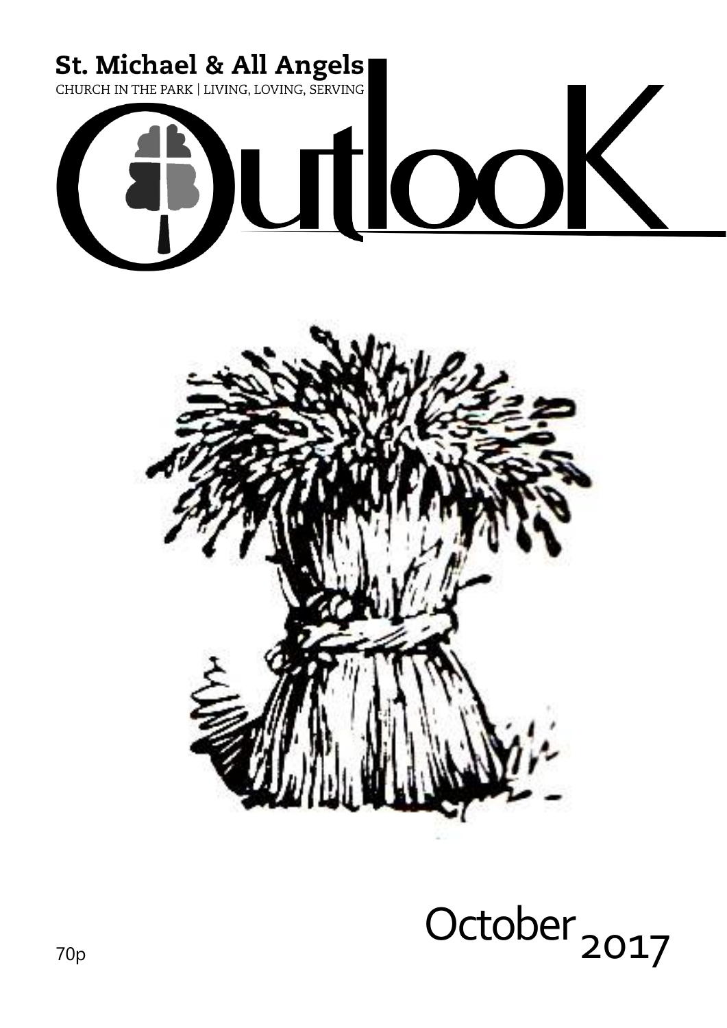St. Michael & All Angels

CHURCH IN THE PARK | LIVING, LOVING, SERVING

# Outlook

70p

October 2017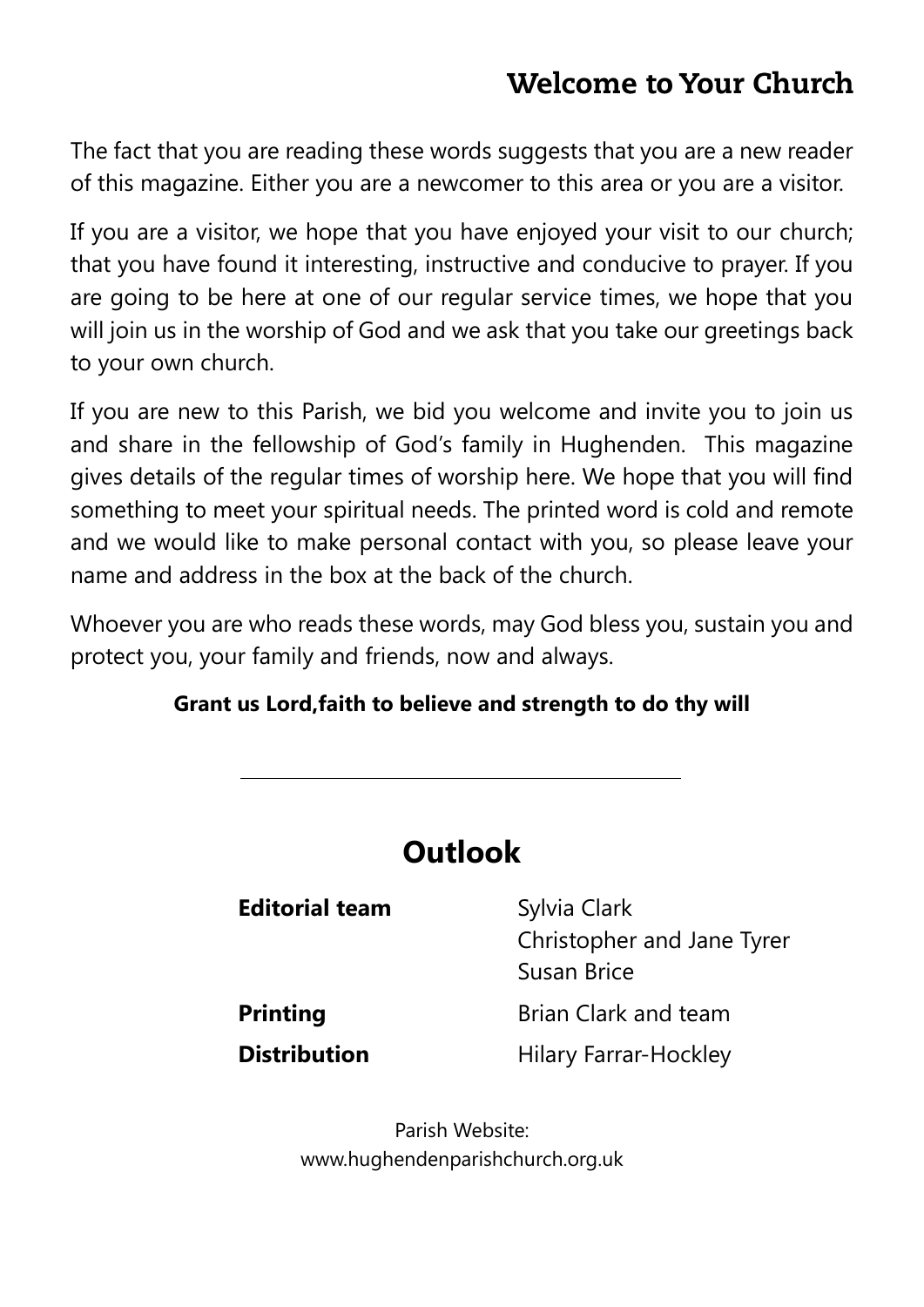## Welcome to Your Church

The fact that you are reading these words suggests that you are a new reader of this magazine. Either you are a newcomer to this area or you are a visitor.

If you are a visitor, we hope that you have enjoyed your visit to our church; that you have found it interesting, instructive and conducive to prayer. If you are going to be here at one of our regular service times, we hope that you will join us in the worship of God and we ask that you take our greetings back to your own church.

If you are new to this Parish, we bid you welcome and invite you to join us and share in the fellowship of God's family in Hughenden. This magazine gives details of the regular times of worship here. We hope that you will find something to meet your spiritual needs. The printed word is cold and remote and we would like to make personal contact with you, so please leave your name and address in the box at the back of the church.

Whoever you are who reads these words, may God bless you, sustain you and protect you, your family and friends, now and always.

**Grant us Lord,faith to believe and strength to do thy will**

---

# Outlook

| | |
|---|---|
| **Editorial team** | Sylvia Clark<br>Christopher and Jane Tyrer<br>Susan Brice |
| **Printing** | Brian Clark and team |
| **Distribution** | Hilary Farrar-Hockley |

Parish Website:
www.hughendenparishchurch.org.uk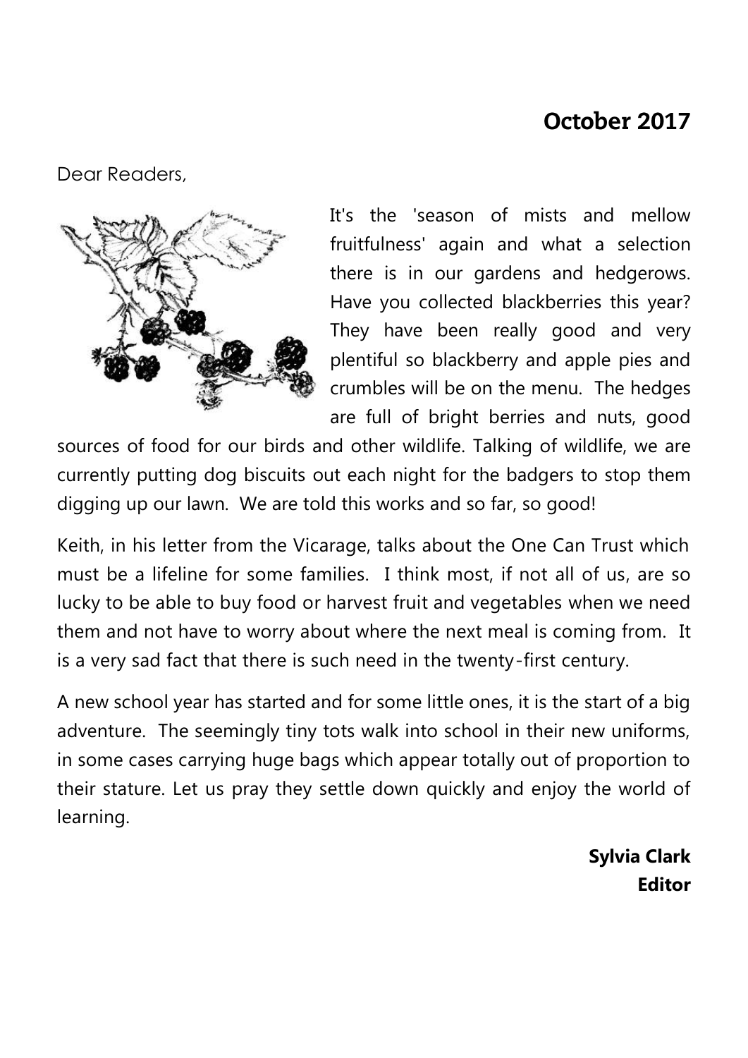## October 2017

Dear Readers,

It's the 'season of mists and mellow fruitfulness' again and what a selection there is in our gardens and hedgerows. Have you collected blackberries this year? They have been really good and very plentiful so blackberry and apple pies and crumbles will be on the menu. The hedges are full of bright berries and nuts, good sources of food for our birds and other wildlife. Talking of wildlife, we are currently putting dog biscuits out each night for the badgers to stop them digging up our lawn. We are told this works and so far, so good!

Keith, in his letter from the Vicarage, talks about the One Can Trust which must be a lifeline for some families. I think most, if not all of us, are so lucky to be able to buy food or harvest fruit and vegetables when we need them and not have to worry about where the next meal is coming from. It is a very sad fact that there is such need in the twenty-first century.

A new school year has started and for some little ones, it is the start of a big adventure. The seemingly tiny tots walk into school in their new uniforms, in some cases carrying huge bags which appear totally out of proportion to their stature. Let us pray they settle down quickly and enjoy the world of learning.

**Sylvia Clark**
**Editor**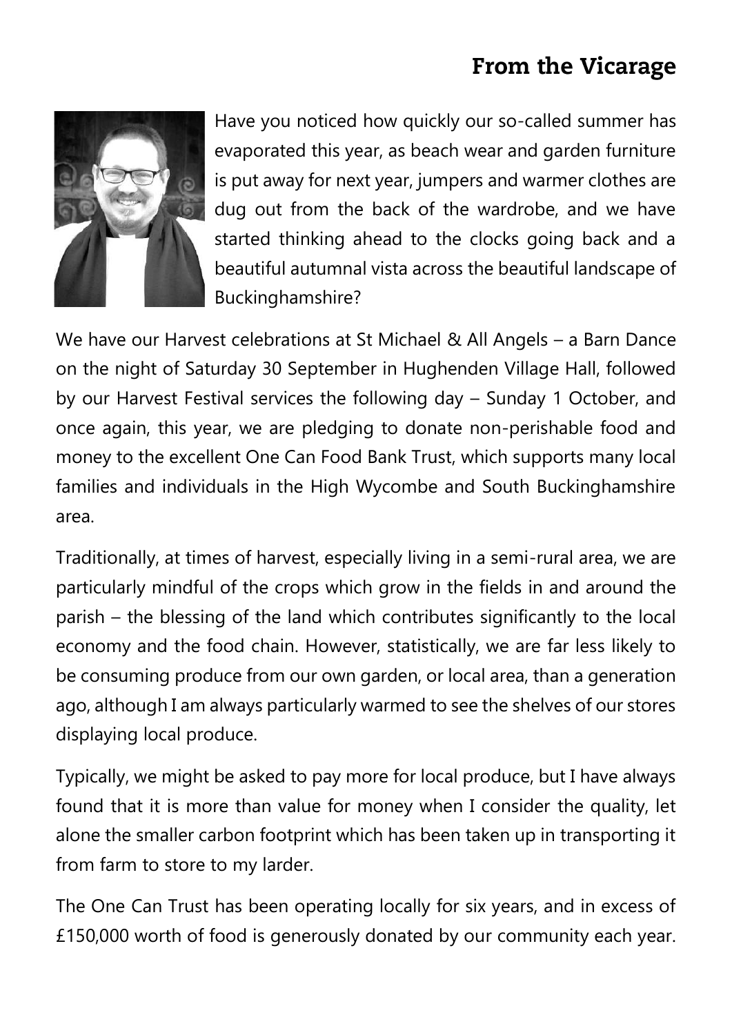## From the Vicarage

Have you noticed how quickly our so-called summer has evaporated this year, as beach wear and garden furniture is put away for next year, jumpers and warmer clothes are dug out from the back of the wardrobe, and we have started thinking ahead to the clocks going back and a beautiful autumnal vista across the beautiful landscape of Buckinghamshire?

We have our Harvest celebrations at St Michael & All Angels – a Barn Dance on the night of Saturday 30 September in Hughenden Village Hall, followed by our Harvest Festival services the following day – Sunday 1 October, and once again, this year, we are pledging to donate non-perishable food and money to the excellent One Can Food Bank Trust, which supports many local families and individuals in the High Wycombe and South Buckinghamshire area.

Traditionally, at times of harvest, especially living in a semi-rural area, we are particularly mindful of the crops which grow in the fields in and around the parish – the blessing of the land which contributes significantly to the local economy and the food chain. However, statistically, we are far less likely to be consuming produce from our own garden, or local area, than a generation ago, although I am always particularly warmed to see the shelves of our stores displaying local produce.

Typically, we might be asked to pay more for local produce, but I have always found that it is more than value for money when I consider the quality, let alone the smaller carbon footprint which has been taken up in transporting it from farm to store to my larder.

The One Can Trust has been operating locally for six years, and in excess of £150,000 worth of food is generously donated by our community each year.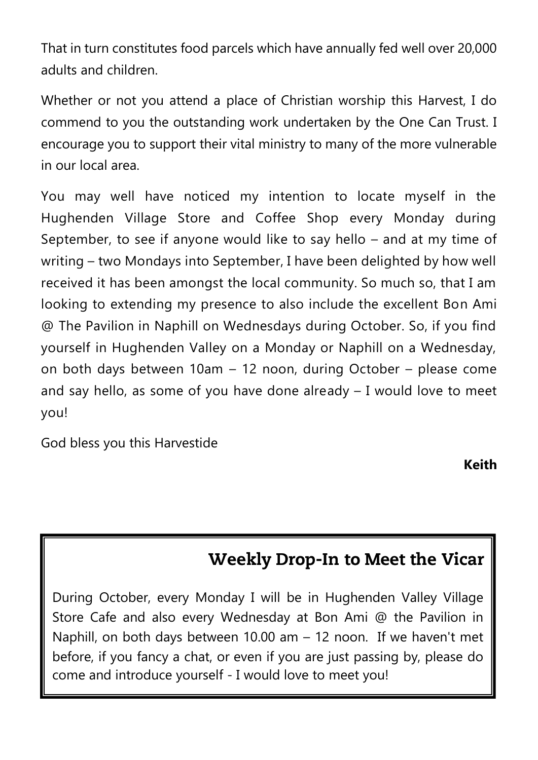That in turn constitutes food parcels which have annually fed well over 20,000 adults and children.

Whether or not you attend a place of Christian worship this Harvest, I do commend to you the outstanding work undertaken by the One Can Trust. I encourage you to support their vital ministry to many of the more vulnerable in our local area.

You may well have noticed my intention to locate myself in the Hughenden Village Store and Coffee Shop every Monday during September, to see if anyone would like to say hello – and at my time of writing – two Mondays into September, I have been delighted by how well received it has been amongst the local community. So much so, that I am looking to extending my presence to also include the excellent Bon Ami @ The Pavilion in Naphill on Wednesdays during October. So, if you find yourself in Hughenden Valley on a Monday or Naphill on a Wednesday, on both days between 10am – 12 noon, during October – please come and say hello, as some of you have done already – I would love to meet you!

God bless you this Harvestide

**Keith**

## Weekly Drop-In to Meet the Vicar

During October, every Monday I will be in Hughenden Valley Village Store Cafe and also every Wednesday at Bon Ami @ the Pavilion in Naphill, on both days between 10.00 am – 12 noon. If we haven't met before, if you fancy a chat, or even if you are just passing by, please do come and introduce yourself - I would love to meet you!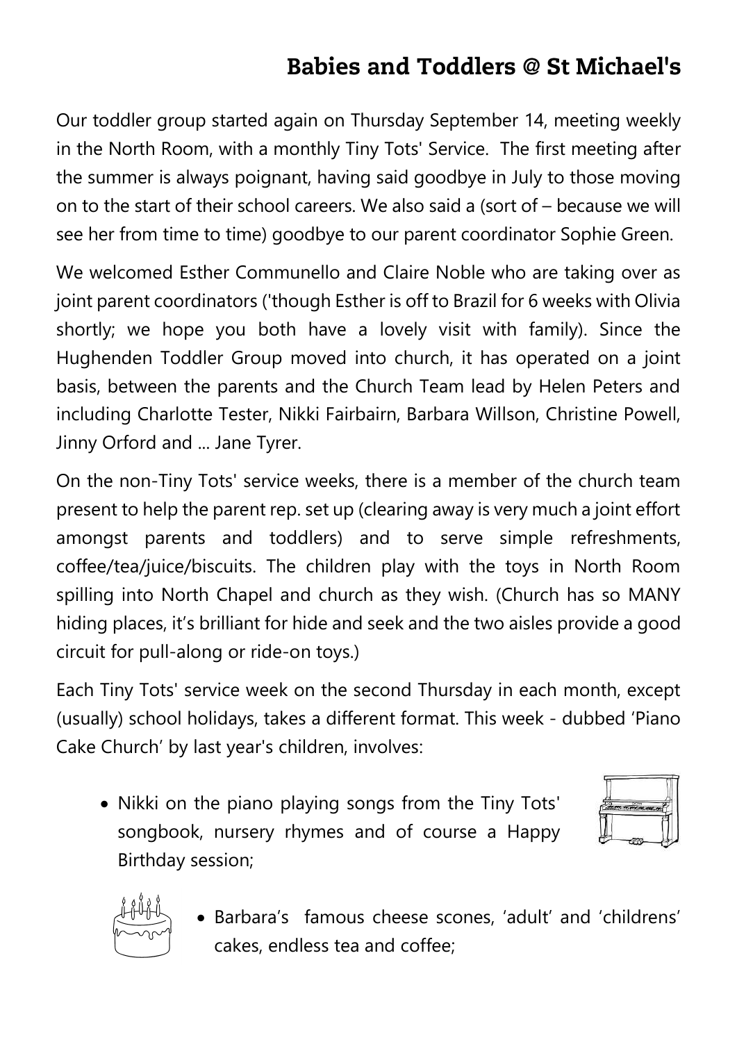# Babies and Toddlers @ St Michael's

Our toddler group started again on Thursday September 14, meeting weekly in the North Room, with a monthly Tiny Tots' Service. The first meeting after the summer is always poignant, having said goodbye in July to those moving on to the start of their school careers. We also said a (sort of – because we will see her from time to time) goodbye to our parent coordinator Sophie Green.

We welcomed Esther Communello and Claire Noble who are taking over as joint parent coordinators ('though Esther is off to Brazil for 6 weeks with Olivia shortly; we hope you both have a lovely visit with family). Since the Hughenden Toddler Group moved into church, it has operated on a joint basis, between the parents and the Church Team lead by Helen Peters and including Charlotte Tester, Nikki Fairbairn, Barbara Willson, Christine Powell, Jinny Orford and ... Jane Tyrer.

On the non-Tiny Tots' service weeks, there is a member of the church team present to help the parent rep. set up (clearing away is very much a joint effort amongst parents and toddlers) and to serve simple refreshments, coffee/tea/juice/biscuits. The children play with the toys in North Room spilling into North Chapel and church as they wish. (Church has so MANY hiding places, it's brilliant for hide and seek and the two aisles provide a good circuit for pull-along or ride-on toys.)

Each Tiny Tots' service week on the second Thursday in each month, except (usually) school holidays, takes a different format. This week - dubbed 'Piano Cake Church' by last year's children, involves:

- Nikki on the piano playing songs from the Tiny Tots' songbook, nursery rhymes and of course a Happy Birthday session;
- Barbara's famous cheese scones, 'adult' and 'childrens' cakes, endless tea and coffee;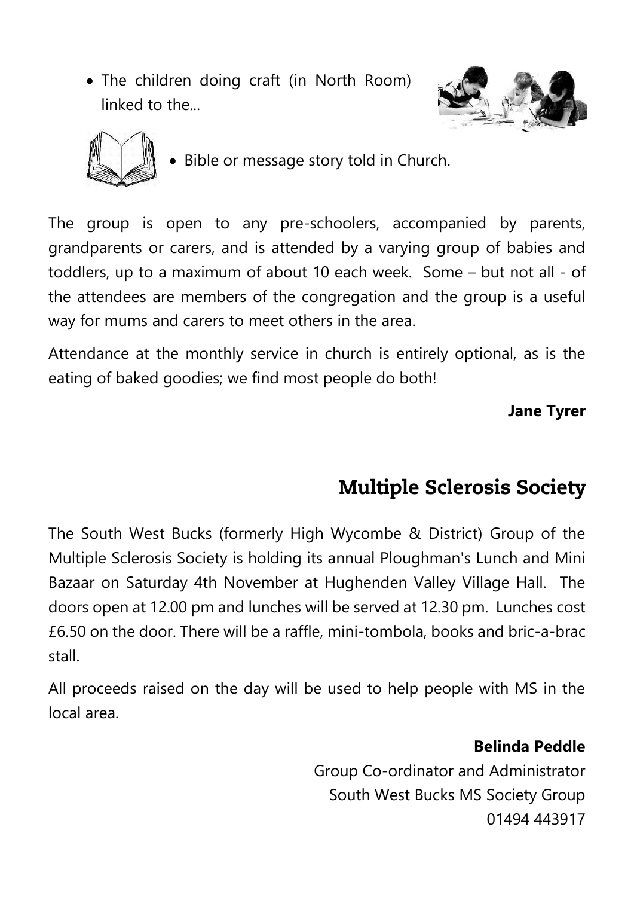- The children doing craft (in North Room) linked to the...
- Bible or message story told in Church.

The group is open to any pre-schoolers, accompanied by parents, grandparents or carers, and is attended by a varying group of babies and toddlers, up to a maximum of about 10 each week. Some – but not all - of the attendees are members of the congregation and the group is a useful way for mums and carers to meet others in the area.

Attendance at the monthly service in church is entirely optional, as is the eating of baked goodies; we find most people do both!

**Jane Tyrer**

## Multiple Sclerosis Society

The South West Bucks (formerly High Wycombe & District) Group of the Multiple Sclerosis Society is holding its annual Ploughman's Lunch and Mini Bazaar on Saturday 4th November at Hughenden Valley Village Hall. The doors open at 12.00 pm and lunches will be served at 12.30 pm. Lunches cost £6.50 on the door. There will be a raffle, mini-tombola, books and bric-a-brac stall.

All proceeds raised on the day will be used to help people with MS in the local area.

**Belinda Peddle**
Group Co-ordinator and Administrator
South West Bucks MS Society Group
01494 443917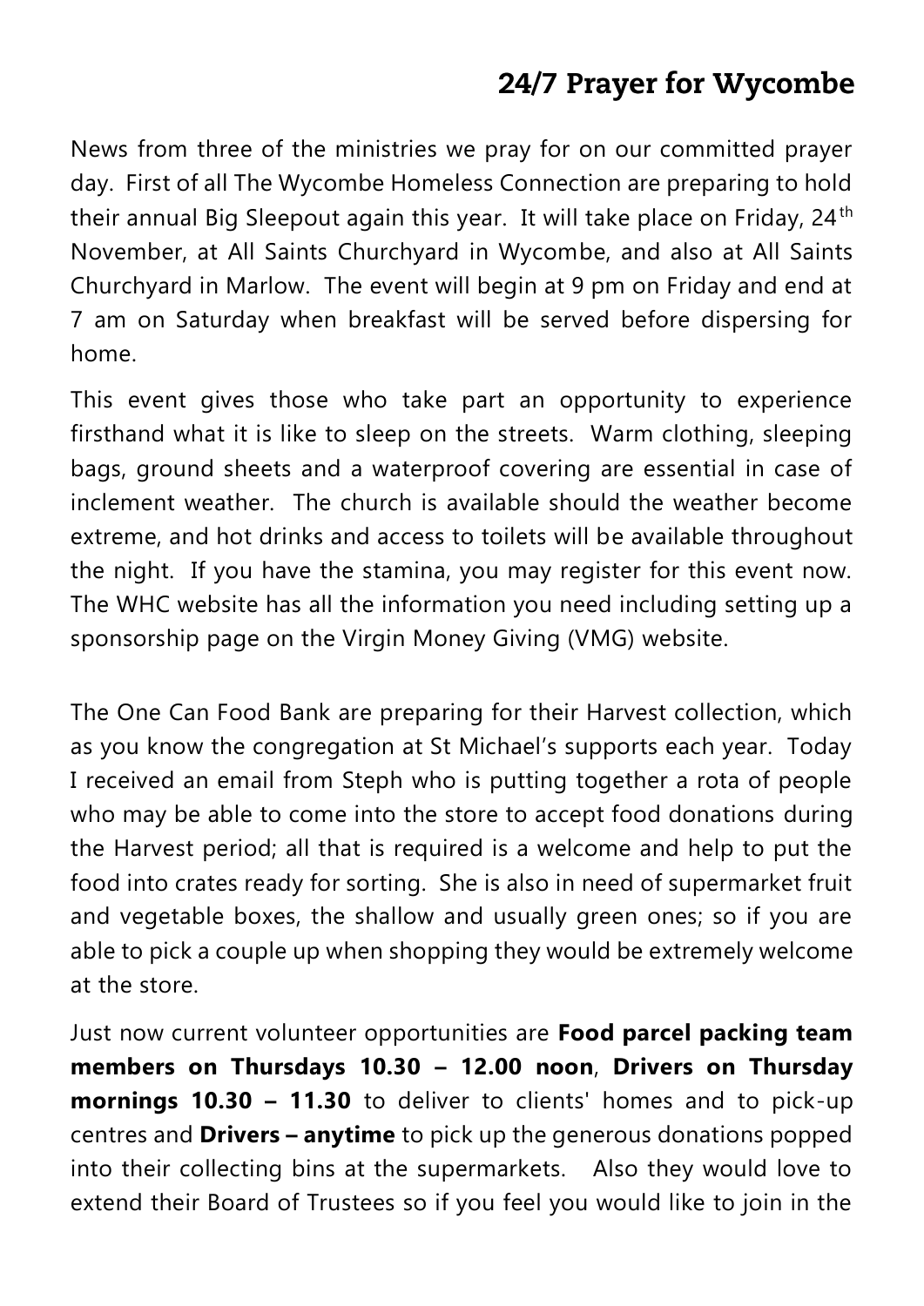## 24/7 Prayer for Wycombe

News from three of the ministries we pray for on our committed prayer day. First of all The Wycombe Homeless Connection are preparing to hold their annual Big Sleepout again this year. It will take place on Friday, 24th November, at All Saints Churchyard in Wycombe, and also at All Saints Churchyard in Marlow. The event will begin at 9 pm on Friday and end at 7 am on Saturday when breakfast will be served before dispersing for home.

This event gives those who take part an opportunity to experience firsthand what it is like to sleep on the streets. Warm clothing, sleeping bags, ground sheets and a waterproof covering are essential in case of inclement weather. The church is available should the weather become extreme, and hot drinks and access to toilets will be available throughout the night. If you have the stamina, you may register for this event now. The WHC website has all the information you need including setting up a sponsorship page on the Virgin Money Giving (VMG) website.

The One Can Food Bank are preparing for their Harvest collection, which as you know the congregation at St Michael's supports each year. Today I received an email from Steph who is putting together a rota of people who may be able to come into the store to accept food donations during the Harvest period; all that is required is a welcome and help to put the food into crates ready for sorting. She is also in need of supermarket fruit and vegetable boxes, the shallow and usually green ones; so if you are able to pick a couple up when shopping they would be extremely welcome at the store.

Just now current volunteer opportunities are **Food parcel packing team members on Thursdays 10.30 – 12.00 noon**, **Drivers on Thursday mornings 10.30 – 11.30** to deliver to clients' homes and to pick-up centres and **Drivers – anytime** to pick up the generous donations popped into their collecting bins at the supermarkets. Also they would love to extend their Board of Trustees so if you feel you would like to join in the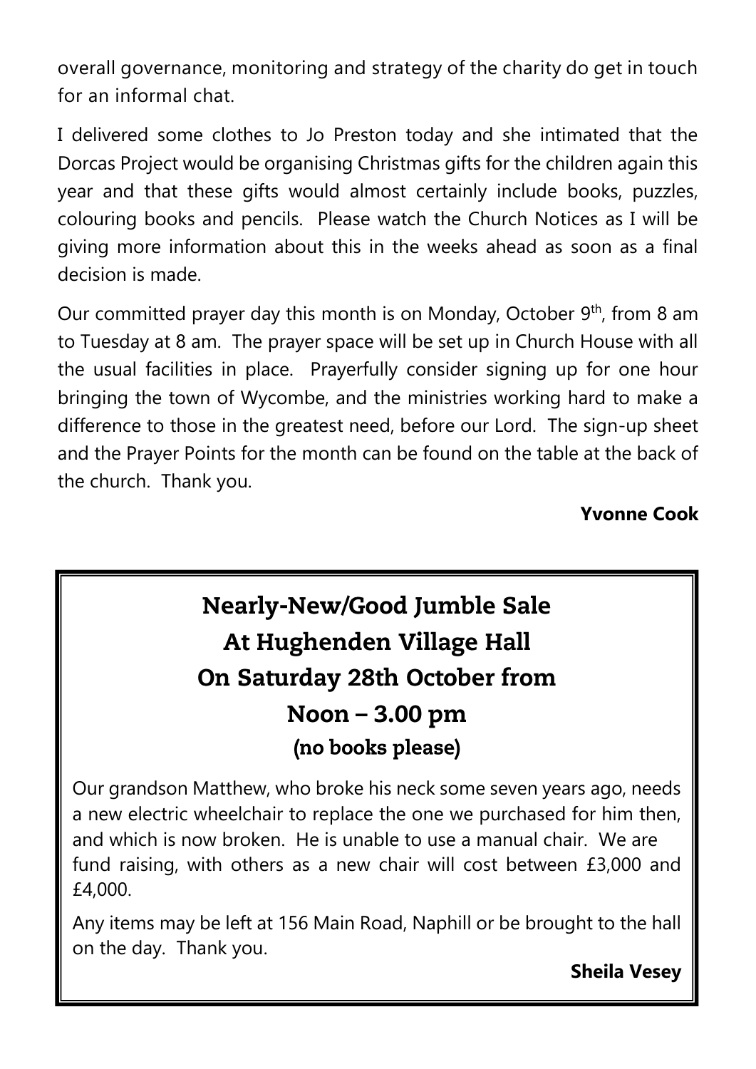overall governance, monitoring and strategy of the charity do get in touch for an informal chat.

I delivered some clothes to Jo Preston today and she intimated that the Dorcas Project would be organising Christmas gifts for the children again this year and that these gifts would almost certainly include books, puzzles, colouring books and pencils. Please watch the Church Notices as I will be giving more information about this in the weeks ahead as soon as a final decision is made.

Our committed prayer day this month is on Monday, October 9th, from 8 am to Tuesday at 8 am. The prayer space will be set up in Church House with all the usual facilities in place. Prayerfully consider signing up for one hour bringing the town of Wycombe, and the ministries working hard to make a difference to those in the greatest need, before our Lord. The sign-up sheet and the Prayer Points for the month can be found on the table at the back of the church. Thank you.

**Yvonne Cook**

## Nearly-New/Good Jumble Sale At Hughenden Village Hall On Saturday 28th October from Noon – 3.00 pm

**(no books please)**

Our grandson Matthew, who broke his neck some seven years ago, needs a new electric wheelchair to replace the one we purchased for him then, and which is now broken. He is unable to use a manual chair. We are fund raising, with others as a new chair will cost between £3,000 and £4,000.

Any items may be left at 156 Main Road, Naphill or be brought to the hall on the day. Thank you.

**Sheila Vesey**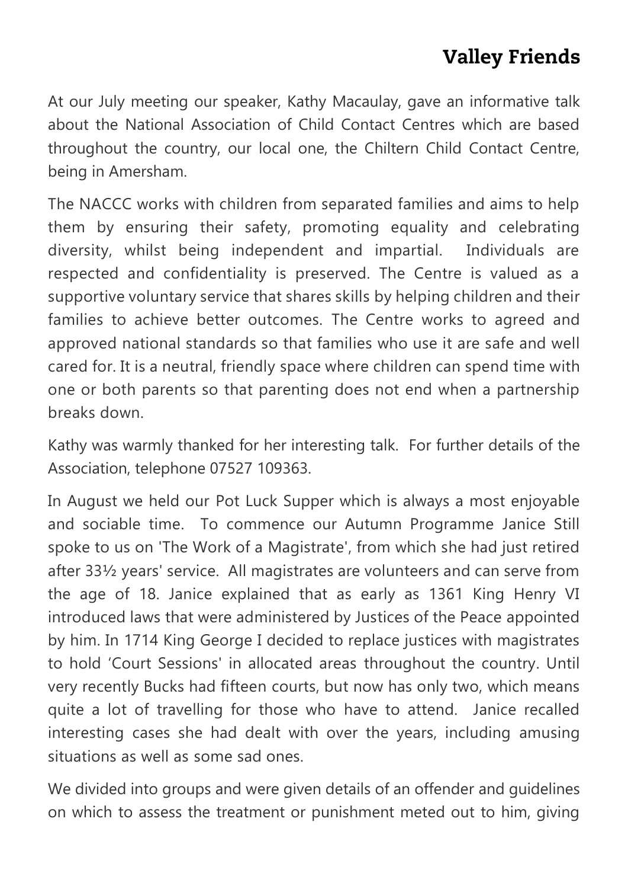## Valley Friends

At our July meeting our speaker, Kathy Macaulay, gave an informative talk about the National Association of Child Contact Centres which are based throughout the country, our local one, the Chiltern Child Contact Centre, being in Amersham.

The NACCC works with children from separated families and aims to help them by ensuring their safety, promoting equality and celebrating diversity, whilst being independent and impartial. Individuals are respected and confidentiality is preserved. The Centre is valued as a supportive voluntary service that shares skills by helping children and their families to achieve better outcomes. The Centre works to agreed and approved national standards so that families who use it are safe and well cared for. It is a neutral, friendly space where children can spend time with one or both parents so that parenting does not end when a partnership breaks down.

Kathy was warmly thanked for her interesting talk. For further details of the Association, telephone 07527 109363.

In August we held our Pot Luck Supper which is always a most enjoyable and sociable time. To commence our Autumn Programme Janice Still spoke to us on 'The Work of a Magistrate', from which she had just retired after 33½ years' service. All magistrates are volunteers and can serve from the age of 18. Janice explained that as early as 1361 King Henry VI introduced laws that were administered by Justices of the Peace appointed by him. In 1714 King George I decided to replace justices with magistrates to hold 'Court Sessions' in allocated areas throughout the country. Until very recently Bucks had fifteen courts, but now has only two, which means quite a lot of travelling for those who have to attend. Janice recalled interesting cases she had dealt with over the years, including amusing situations as well as some sad ones.

We divided into groups and were given details of an offender and guidelines on which to assess the treatment or punishment meted out to him, giving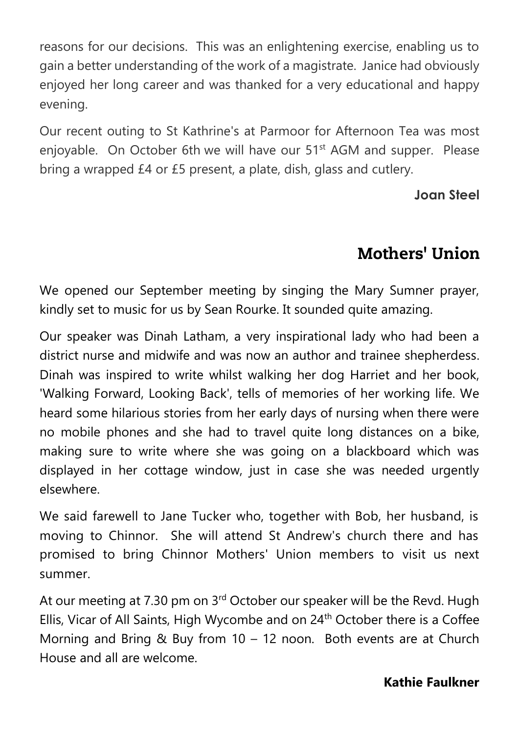reasons for our decisions. This was an enlightening exercise, enabling us to gain a better understanding of the work of a magistrate. Janice had obviously enjoyed her long career and was thanked for a very educational and happy evening.

Our recent outing to St Kathrine's at Parmoor for Afternoon Tea was most enjoyable. On October 6th we will have our 51st AGM and supper. Please bring a wrapped £4 or £5 present, a plate, dish, glass and cutlery.

**Joan Steel**

## Mothers' Union

We opened our September meeting by singing the Mary Sumner prayer, kindly set to music for us by Sean Rourke. It sounded quite amazing.

Our speaker was Dinah Latham, a very inspirational lady who had been a district nurse and midwife and was now an author and trainee shepherdess. Dinah was inspired to write whilst walking her dog Harriet and her book, 'Walking Forward, Looking Back', tells of memories of her working life. We heard some hilarious stories from her early days of nursing when there were no mobile phones and she had to travel quite long distances on a bike, making sure to write where she was going on a blackboard which was displayed in her cottage window, just in case she was needed urgently elsewhere.

We said farewell to Jane Tucker who, together with Bob, her husband, is moving to Chinnor. She will attend St Andrew's church there and has promised to bring Chinnor Mothers' Union members to visit us next summer.

At our meeting at 7.30 pm on 3rd October our speaker will be the Revd. Hugh Ellis, Vicar of All Saints, High Wycombe and on 24th October there is a Coffee Morning and Bring & Buy from 10 – 12 noon. Both events are at Church House and all are welcome.

**Kathie Faulkner**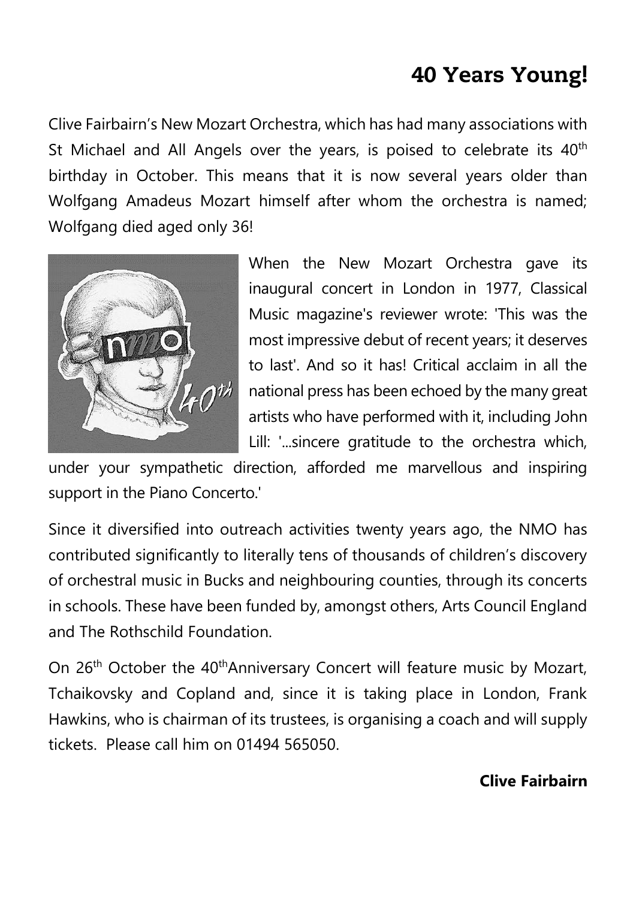# 40 Years Young!

Clive Fairbairn's New Mozart Orchestra, which has had many associations with St Michael and All Angels over the years, is poised to celebrate its 40th birthday in October. This means that it is now several years older than Wolfgang Amadeus Mozart himself after whom the orchestra is named; Wolfgang died aged only 36!

When the New Mozart Orchestra gave its inaugural concert in London in 1977, Classical Music magazine's reviewer wrote: 'This was the most impressive debut of recent years; it deserves to last'. And so it has! Critical acclaim in all the national press has been echoed by the many great artists who have performed with it, including John Lill: '...sincere gratitude to the orchestra which, under your sympathetic direction, afforded me marvellous and inspiring support in the Piano Concerto.'

Since it diversified into outreach activities twenty years ago, the NMO has contributed significantly to literally tens of thousands of children's discovery of orchestral music in Bucks and neighbouring counties, through its concerts in schools. These have been funded by, amongst others, Arts Council England and The Rothschild Foundation.

On 26th October the 40th Anniversary Concert will feature music by Mozart, Tchaikovsky and Copland and, since it is taking place in London, Frank Hawkins, who is chairman of its trustees, is organising a coach and will supply tickets. Please call him on 01494 565050.

**Clive Fairbairn**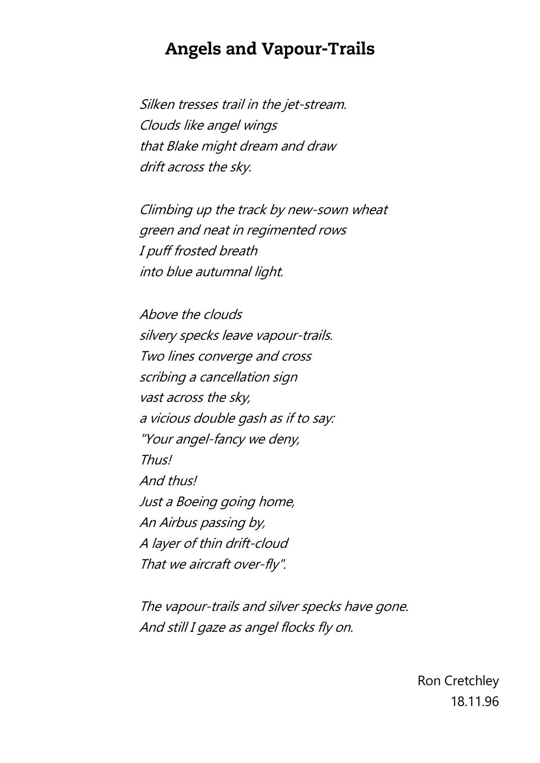# Angels and Vapour-Trails

*Silken tresses trail in the jet-stream.*
*Clouds like angel wings*
*that Blake might dream and draw*
*drift across the sky.*

*Climbing up the track by new-sown wheat*
*green and neat in regimented rows*
*I puff frosted breath*
*into blue autumnal light.*

*Above the clouds*
*silvery specks leave vapour-trails.*
*Two lines converge and cross*
*scribing a cancellation sign*
*vast across the sky,*
*a vicious double gash as if to say:*
*"Your angel-fancy we deny,*
*Thus!*
*And thus!*
*Just a Boeing going home,*
*An Airbus passing by,*
*A layer of thin drift-cloud*
*That we aircraft over-fly".*

*The vapour-trails and silver specks have gone.*
*And still I gaze as angel flocks fly on.*

Ron Cretchley
18.11.96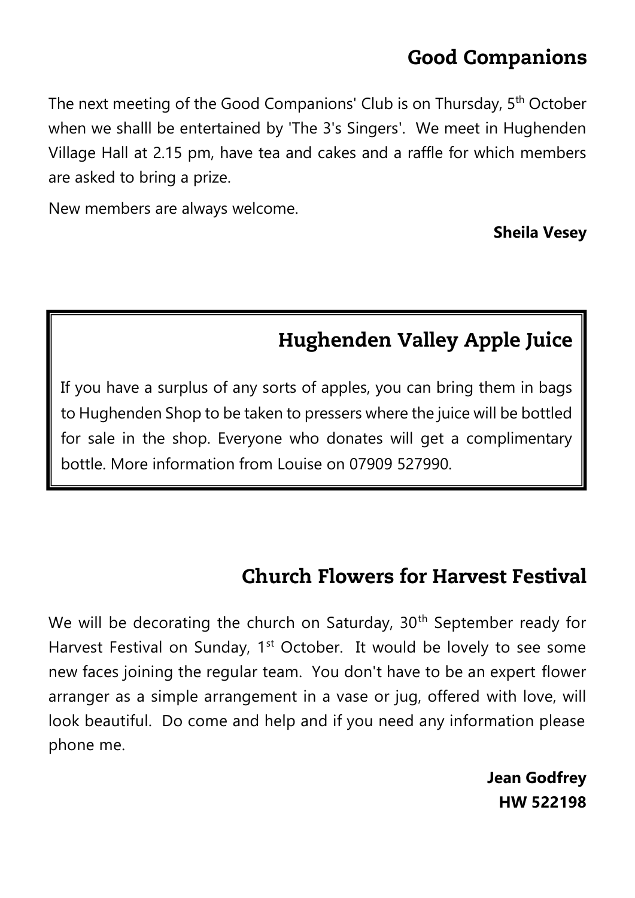## Good Companions

The next meeting of the Good Companions' Club is on Thursday, 5th October when we shalll be entertained by 'The 3's Singers'. We meet in Hughenden Village Hall at 2.15 pm, have tea and cakes and a raffle for which members are asked to bring a prize.

New members are always welcome.

**Sheila Vesey**

## Hughenden Valley Apple Juice

If you have a surplus of any sorts of apples, you can bring them in bags to Hughenden Shop to be taken to pressers where the juice will be bottled for sale in the shop. Everyone who donates will get a complimentary bottle. More information from Louise on 07909 527990.

## Church Flowers for Harvest Festival

We will be decorating the church on Saturday, 30th September ready for Harvest Festival on Sunday, 1st October. It would be lovely to see some new faces joining the regular team. You don't have to be an expert flower arranger as a simple arrangement in a vase or jug, offered with love, will look beautiful. Do come and help and if you need any information please phone me.

**Jean Godfrey**
**HW 522198**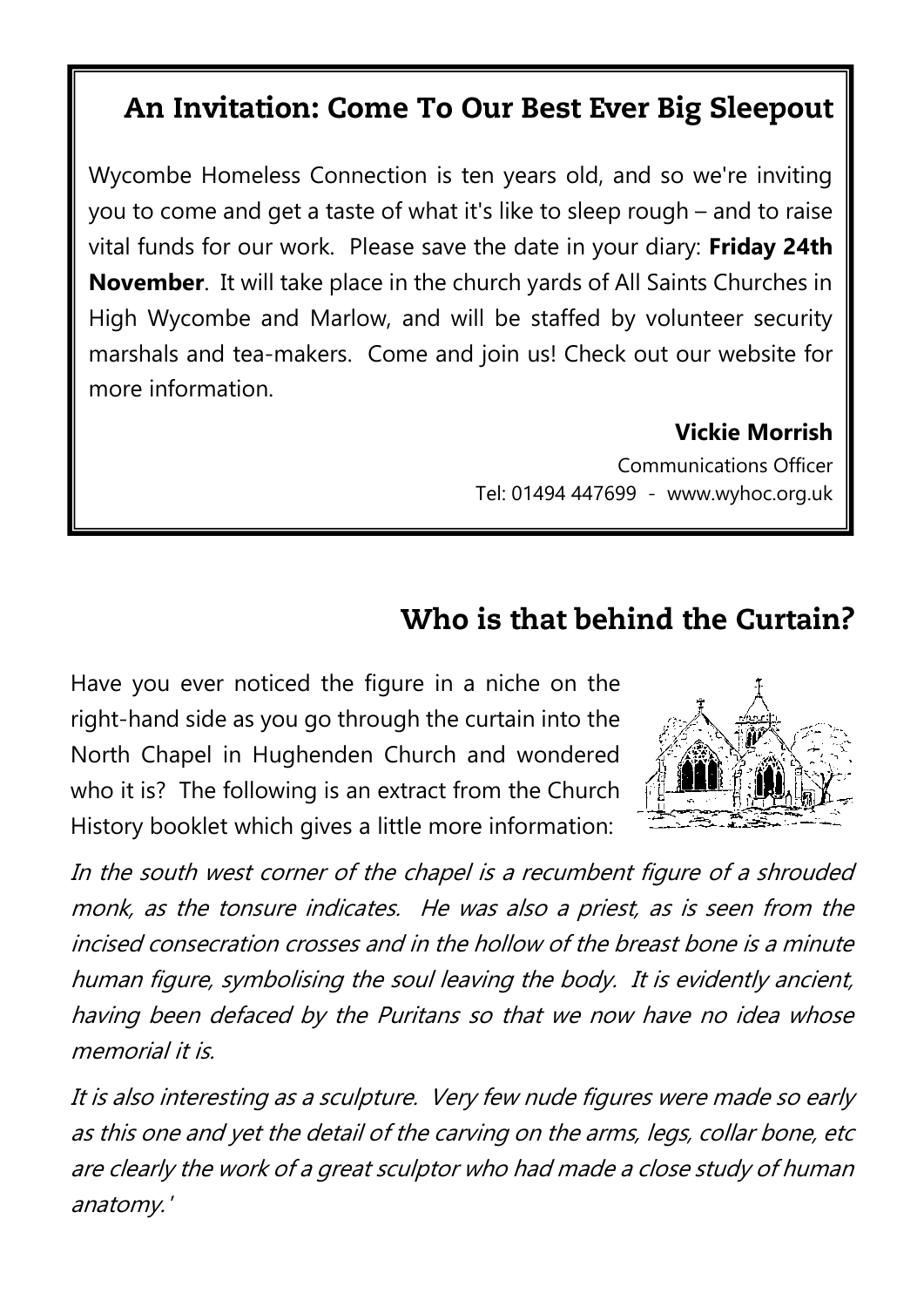## An Invitation: Come To Our Best Ever Big Sleepout

Wycombe Homeless Connection is ten years old, and so we're inviting you to come and get a taste of what it's like to sleep rough – and to raise vital funds for our work. Please save the date in your diary: **Friday 24th November**. It will take place in the church yards of All Saints Churches in High Wycombe and Marlow, and will be staffed by volunteer security marshals and tea-makers. Come and join us! Check out our website for more information.

**Vickie Morrish**
Communications Officer
Tel: 01494 447699 - www.wyhoc.org.uk

## Who is that behind the Curtain?

Have you ever noticed the figure in a niche on the right-hand side as you go through the curtain into the North Chapel in Hughenden Church and wondered who it is? The following is an extract from the Church History booklet which gives a little more information:

*In the south west corner of the chapel is a recumbent figure of a shrouded monk, as the tonsure indicates. He was also a priest, as is seen from the incised consecration crosses and in the hollow of the breast bone is a minute human figure, symbolising the soul leaving the body. It is evidently ancient, having been defaced by the Puritans so that we now have no idea whose memorial it is.*

*It is also interesting as a sculpture. Very few nude figures were made so early as this one and yet the detail of the carving on the arms, legs, collar bone, etc are clearly the work of a great sculptor who had made a close study of human anatomy.'*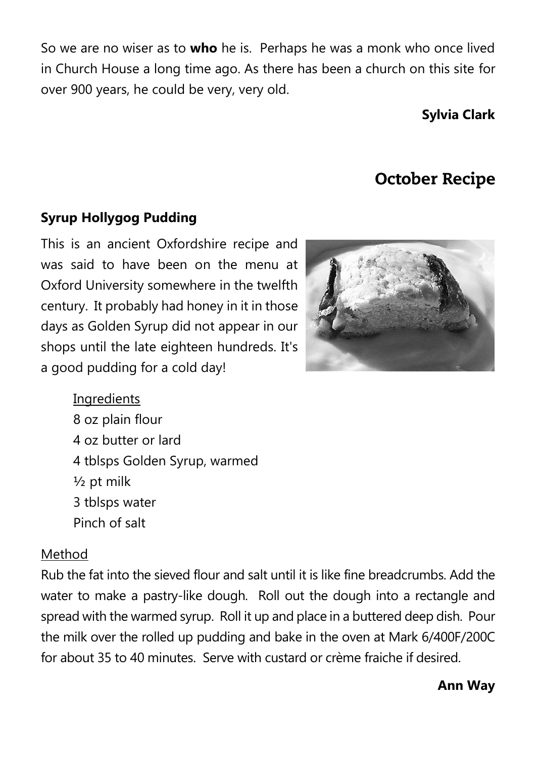So we are no wiser as to **who** he is. Perhaps he was a monk who once lived in Church House a long time ago. As there has been a church on this site for over 900 years, he could be very, very old.

**Sylvia Clark**

## October Recipe

**Syrup Hollygog Pudding**

This is an ancient Oxfordshire recipe and was said to have been on the menu at Oxford University somewhere in the twelfth century. It probably had honey in it in those days as Golden Syrup did not appear in our shops until the late eighteen hundreds. It's a good pudding for a cold day!

Ingredients
8 oz plain flour
4 oz butter or lard
4 tblsps Golden Syrup, warmed
½ pt milk
3 tblsps water
Pinch of salt

Method
Rub the fat into the sieved flour and salt until it is like fine breadcrumbs. Add the water to make a pastry-like dough. Roll out the dough into a rectangle and spread with the warmed syrup. Roll it up and place in a buttered deep dish. Pour the milk over the rolled up pudding and bake in the oven at Mark 6/400F/200C for about 35 to 40 minutes. Serve with custard or crème fraiche if desired.

**Ann Way**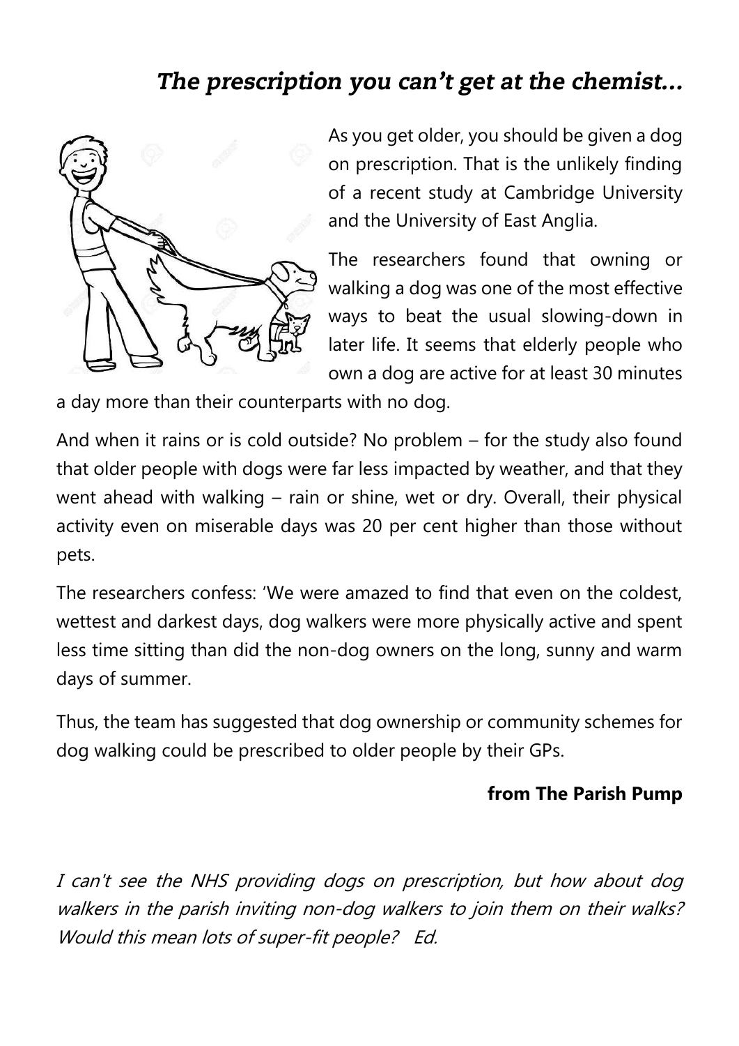# *The prescription you can't get at the chemist…*

As you get older, you should be given a dog on prescription. That is the unlikely finding of a recent study at Cambridge University and the University of East Anglia.

The researchers found that owning or walking a dog was one of the most effective ways to beat the usual slowing-down in later life. It seems that elderly people who own a dog are active for at least 30 minutes a day more than their counterparts with no dog.

And when it rains or is cold outside? No problem – for the study also found that older people with dogs were far less impacted by weather, and that they went ahead with walking – rain or shine, wet or dry. Overall, their physical activity even on miserable days was 20 per cent higher than those without pets.

The researchers confess: 'We were amazed to find that even on the coldest, wettest and darkest days, dog walkers were more physically active and spent less time sitting than did the non-dog owners on the long, sunny and warm days of summer.

Thus, the team has suggested that dog ownership or community schemes for dog walking could be prescribed to older people by their GPs.

**from The Parish Pump**

*I can't see the NHS providing dogs on prescription, but how about dog walkers in the parish inviting non-dog walkers to join them on their walks? Would this mean lots of super-fit people? Ed.*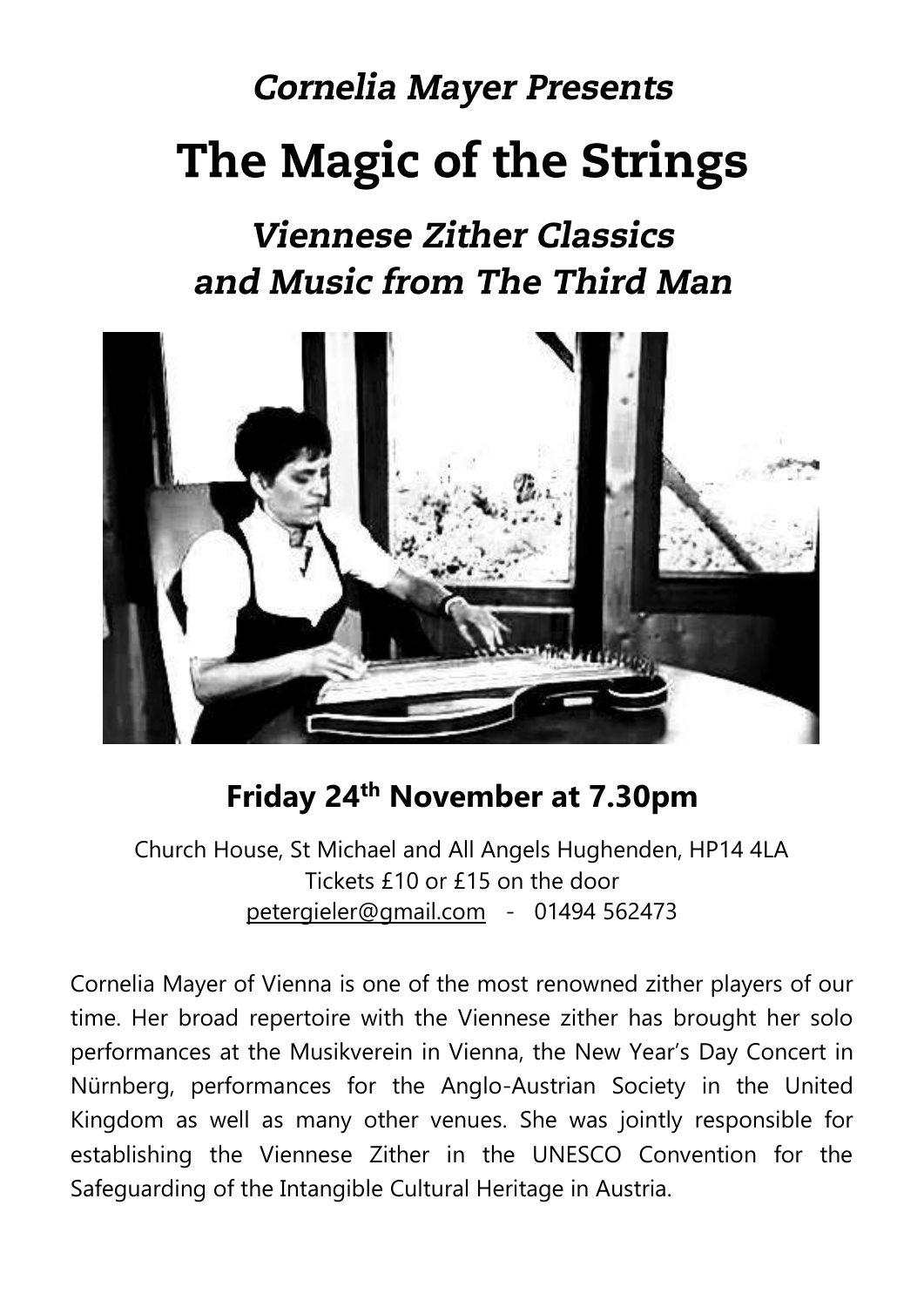*Cornelia Mayer Presents*

# The Magic of the Strings

## *Viennese Zither Classics and Music from The Third Man*

**Friday 24th November at 7.30pm**

Church House, St Michael and All Angels Hughenden, HP14 4LA
Tickets £10 or £15 on the door
petergieler@gmail.com - 01494 562473

Cornelia Mayer of Vienna is one of the most renowned zither players of our time. Her broad repertoire with the Viennese zither has brought her solo performances at the Musikverein in Vienna, the New Year's Day Concert in Nürnberg, performances for the Anglo-Austrian Society in the United Kingdom as well as many other venues. She was jointly responsible for establishing the Viennese Zither in the UNESCO Convention for the Safeguarding of the Intangible Cultural Heritage in Austria.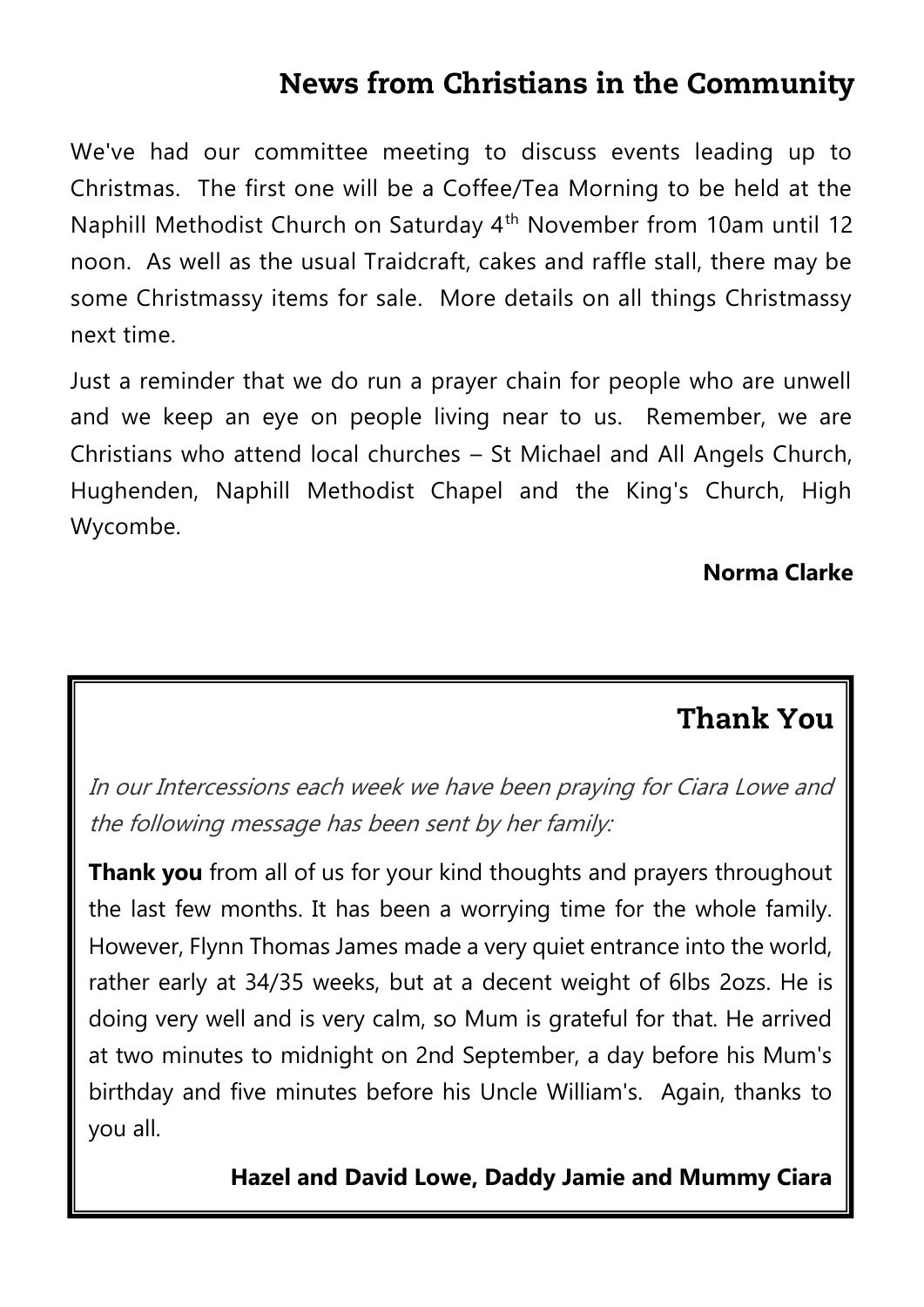## News from Christians in the Community

We've had our committee meeting to discuss events leading up to Christmas. The first one will be a Coffee/Tea Morning to be held at the Naphill Methodist Church on Saturday 4th November from 10am until 12 noon. As well as the usual Traidcraft, cakes and raffle stall, there may be some Christmassy items for sale. More details on all things Christmassy next time.

Just a reminder that we do run a prayer chain for people who are unwell and we keep an eye on people living near to us. Remember, we are Christians who attend local churches – St Michael and All Angels Church, Hughenden, Naphill Methodist Chapel and the King's Church, High Wycombe.

**Norma Clarke**

## Thank You

*In our Intercessions each week we have been praying for Ciara Lowe and the following message has been sent by her family:*

**Thank you** from all of us for your kind thoughts and prayers throughout the last few months. It has been a worrying time for the whole family. However, Flynn Thomas James made a very quiet entrance into the world, rather early at 34/35 weeks, but at a decent weight of 6lbs 2ozs. He is doing very well and is very calm, so Mum is grateful for that. He arrived at two minutes to midnight on 2nd September, a day before his Mum's birthday and five minutes before his Uncle William's. Again, thanks to you all.

**Hazel and David Lowe, Daddy Jamie and Mummy Ciara**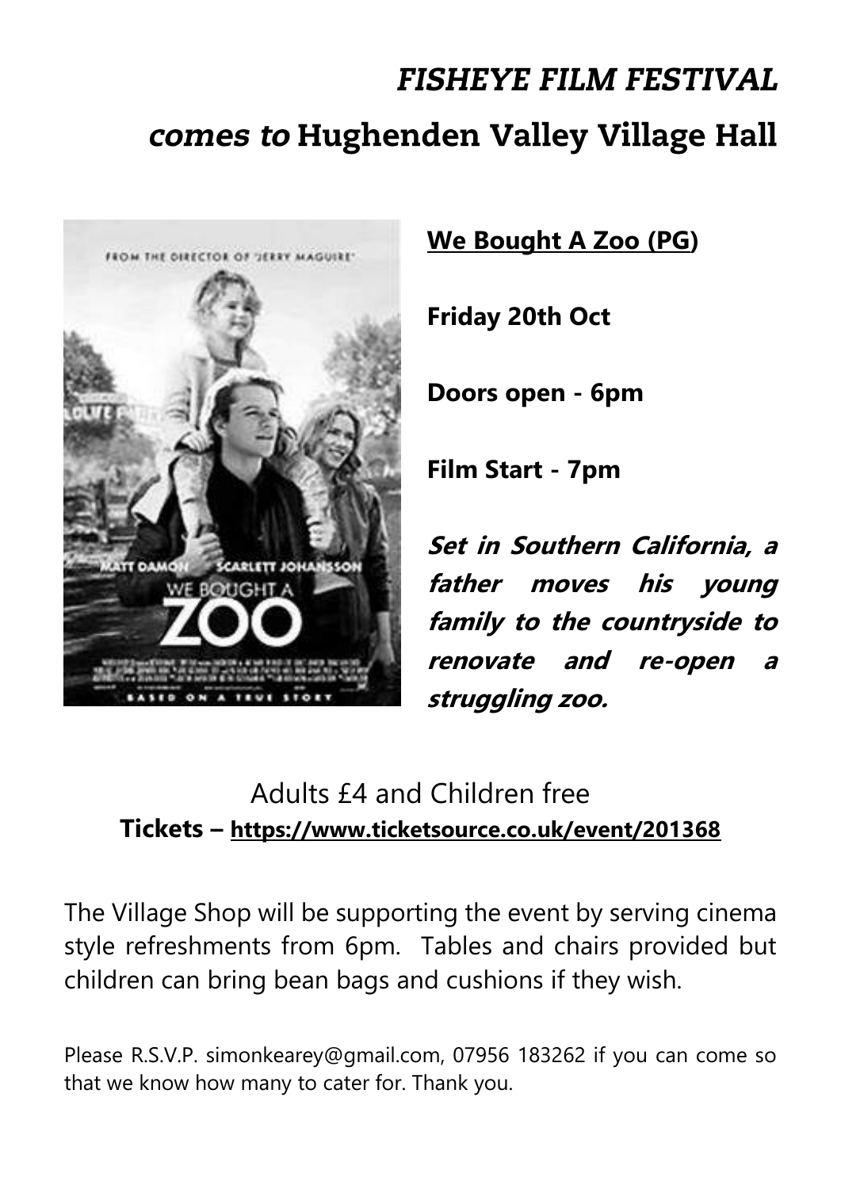# *FISHEYE FILM FESTIVAL*

## *comes to* Hughenden Valley Village Hall

**We Bought A Zoo (PG)**

**Friday 20th Oct**

**Doors open - 6pm**

**Film Start - 7pm**

***Set in Southern California, a father moves his young family to the countryside to renovate and re-open a struggling zoo.***

Adults £4 and Children free

**Tickets – https://www.ticketsource.co.uk/event/201368**

The Village Shop will be supporting the event by serving cinema style refreshments from 6pm. Tables and chairs provided but children can bring bean bags and cushions if they wish.

Please R.S.V.P. simonkearey@gmail.com, 07956 183262 if you can come so that we know how many to cater for. Thank you.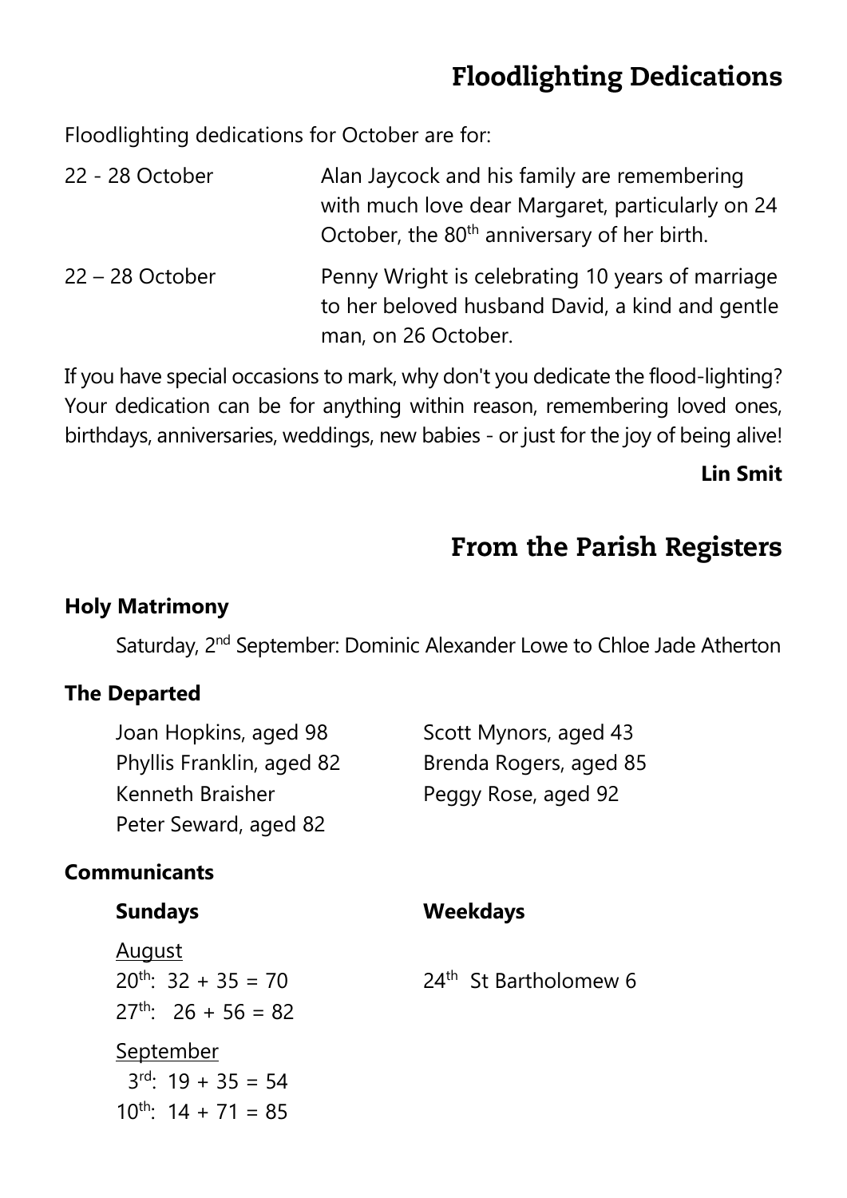## Floodlighting Dedications

Floodlighting dedications for October are for:

| | |
|---|---|
| 22 - 28 October | Alan Jaycock and his family are remembering with much love dear Margaret, particularly on 24 October, the 80th anniversary of her birth. |
| 22 – 28 October | Penny Wright is celebrating 10 years of marriage to her beloved husband David, a kind and gentle man, on 26 October. |

If you have special occasions to mark, why don't you dedicate the flood-lighting? Your dedication can be for anything within reason, remembering loved ones, birthdays, anniversaries, weddings, new babies - or just for the joy of being alive!

**Lin Smit**

## From the Parish Registers

### Holy Matrimony

Saturday, 2nd September: Dominic Alexander Lowe to Chloe Jade Atherton

### The Departed

Joan Hopkins, aged 98
Phyllis Franklin, aged 82
Kenneth Braisher
Peter Seward, aged 82
Scott Mynors, aged 43
Brenda Rogers, aged 85
Peggy Rose, aged 92

### Communicants

**Sundays**

August
20th: 32 + 35 = 70
27th: 26 + 56 = 82

September
3rd: 19 + 35 = 54
10th: 14 + 71 = 85

**Weekdays**

24th St Bartholomew 6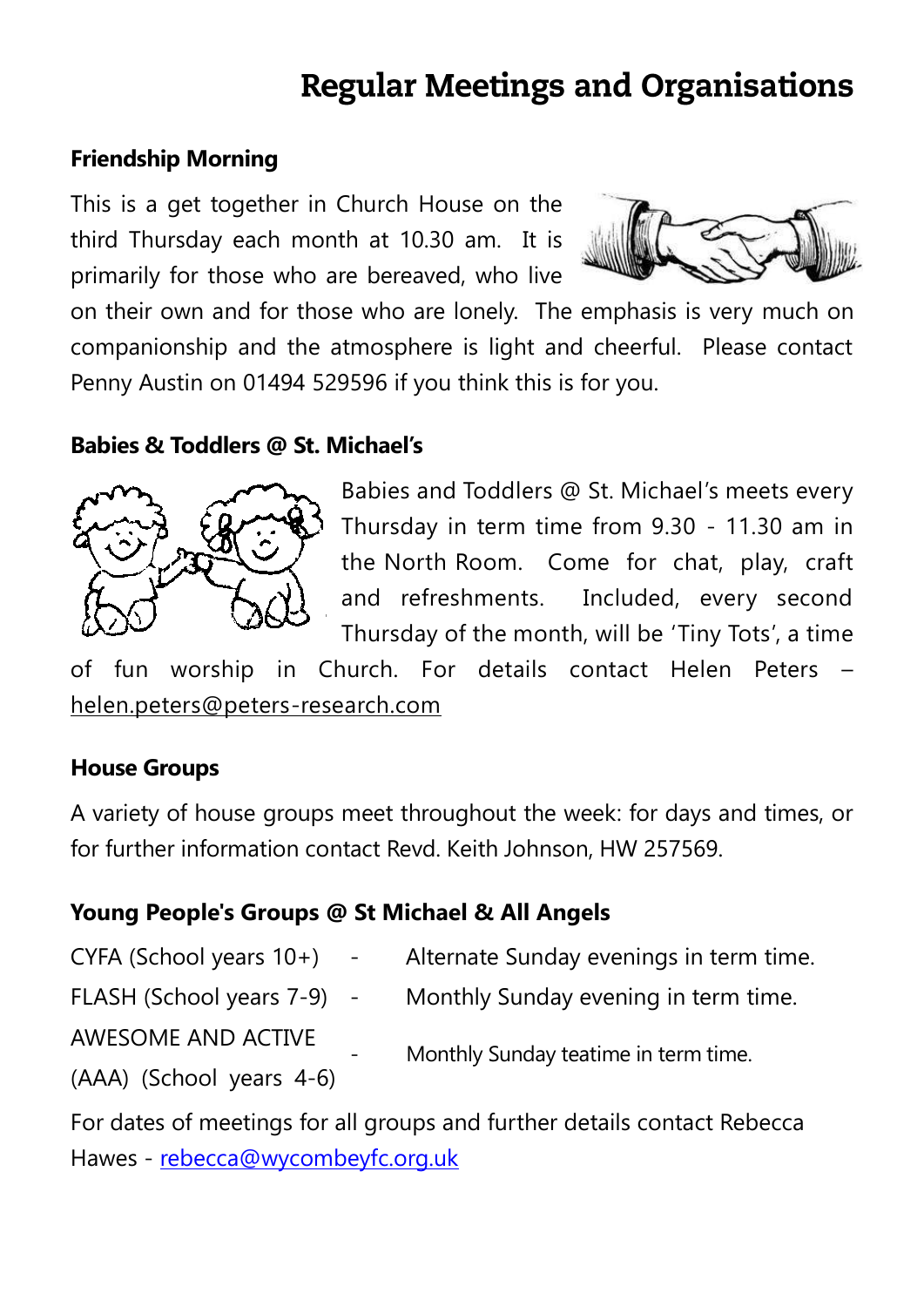# Regular Meetings and Organisations

**Friendship Morning**

This is a get together in Church House on the third Thursday each month at 10.30 am. It is primarily for those who are bereaved, who live on their own and for those who are lonely. The emphasis is very much on companionship and the atmosphere is light and cheerful. Please contact Penny Austin on 01494 529596 if you think this is for you.

**Babies & Toddlers @ St. Michael's**

Babies and Toddlers @ St. Michael's meets every Thursday in term time from 9.30 - 11.30 am in the North Room. Come for chat, play, craft and refreshments. Included, every second Thursday of the month, will be 'Tiny Tots', a time of fun worship in Church. For details contact Helen Peters – helen.peters@peters-research.com

**House Groups**

A variety of house groups meet throughout the week: for days and times, or for further information contact Revd. Keith Johnson, HW 257569.

**Young People's Groups @ St Michael & All Angels**

| | | |
|---|---|---|
| CYFA (School years 10+) | - | Alternate Sunday evenings in term time. |
| FLASH (School years 7-9) | - | Monthly Sunday evening in term time. |
| AWESOME AND ACTIVE (AAA) (School years 4-6) | - | Monthly Sunday teatime in term time. |

For dates of meetings for all groups and further details contact Rebecca Hawes - rebecca@wycombeyfc.org.uk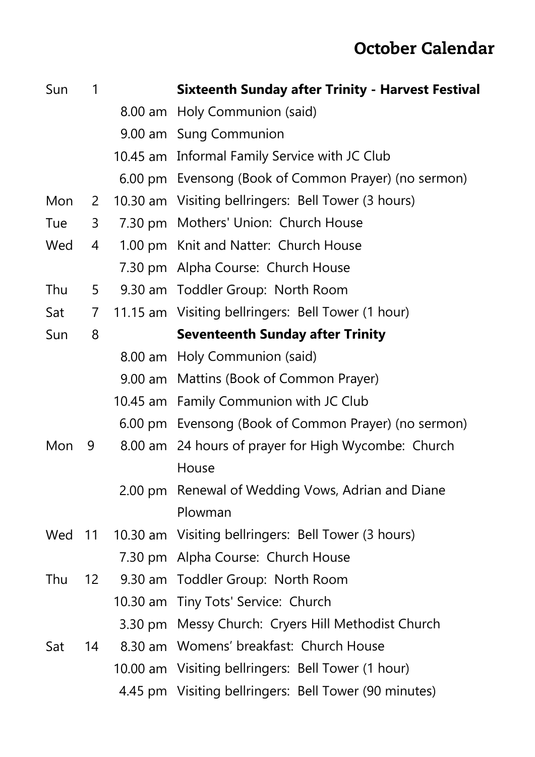## October Calendar

| | | | |
|---|---|---|---|
| Sun | 1 | | **Sixteenth Sunday after Trinity - Harvest Festival** |
| | | 8.00 am | Holy Communion (said) |
| | | 9.00 am | Sung Communion |
| | | 10.45 am | Informal Family Service with JC Club |
| | | 6.00 pm | Evensong (Book of Common Prayer) (no sermon) |
| Mon | 2 | 10.30 am | Visiting bellringers: Bell Tower (3 hours) |
| Tue | 3 | 7.30 pm | Mothers' Union: Church House |
| Wed | 4 | 1.00 pm | Knit and Natter: Church House |
| | | 7.30 pm | Alpha Course: Church House |
| Thu | 5 | 9.30 am | Toddler Group: North Room |
| Sat | 7 | 11.15 am | Visiting bellringers: Bell Tower (1 hour) |
| Sun | 8 | | **Seventeenth Sunday after Trinity** |
| | | 8.00 am | Holy Communion (said) |
| | | 9.00 am | Mattins (Book of Common Prayer) |
| | | 10.45 am | Family Communion with JC Club |
| | | 6.00 pm | Evensong (Book of Common Prayer) (no sermon) |
| Mon | 9 | 8.00 am | 24 hours of prayer for High Wycombe: Church House |
| | | 2.00 pm | Renewal of Wedding Vows, Adrian and Diane Plowman |
| Wed | 11 | 10.30 am | Visiting bellringers: Bell Tower (3 hours) |
| | | 7.30 pm | Alpha Course: Church House |
| Thu | 12 | 9.30 am | Toddler Group: North Room |
| | | 10.30 am | Tiny Tots' Service: Church |
| | | 3.30 pm | Messy Church: Cryers Hill Methodist Church |
| Sat | 14 | 8.30 am | Womens' breakfast: Church House |
| | | 10.00 am | Visiting bellringers: Bell Tower (1 hour) |
| | | 4.45 pm | Visiting bellringers: Bell Tower (90 minutes) |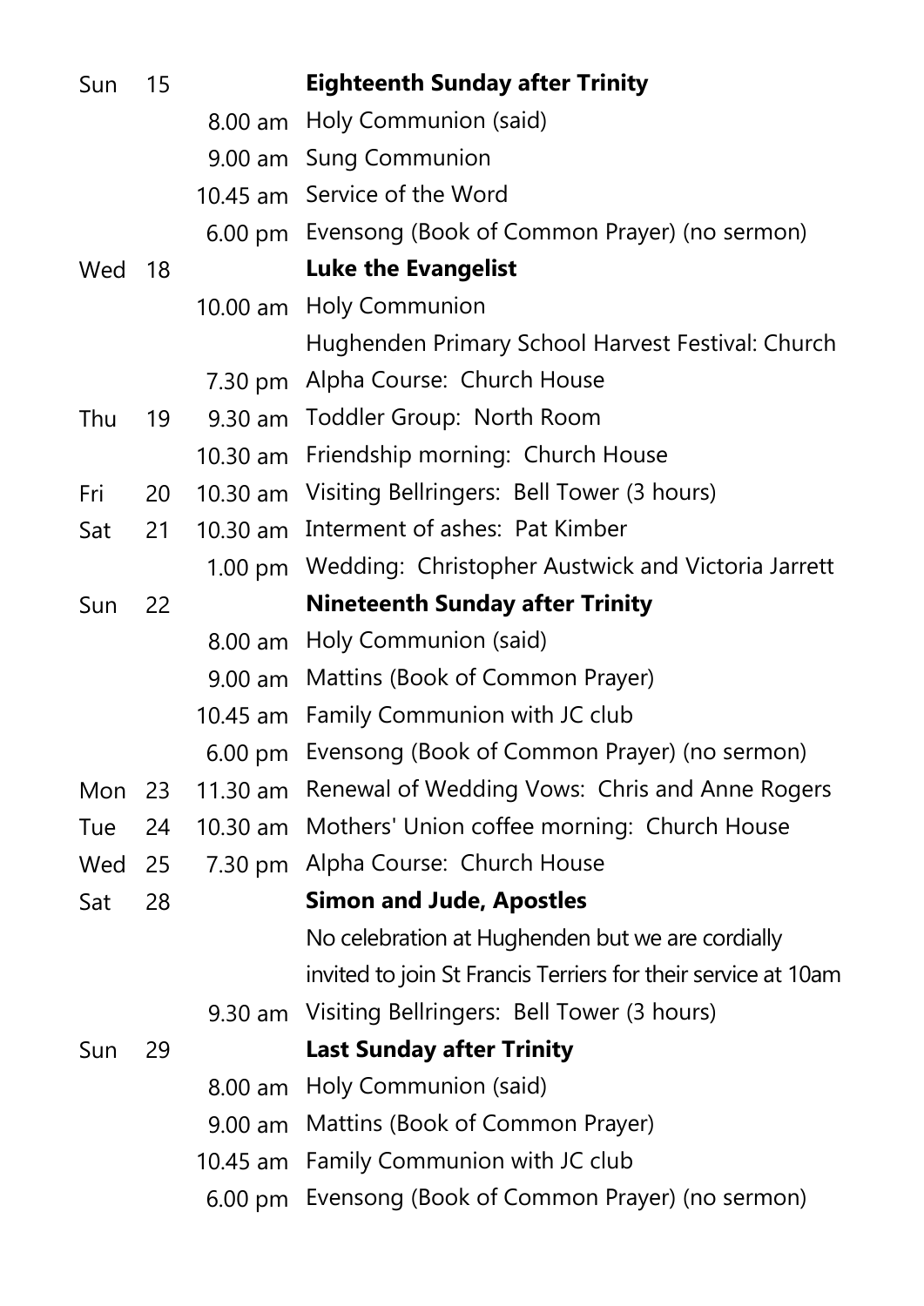| | | | |
|---|---|---|---|
| Sun | 15 | | **Eighteenth Sunday after Trinity** |
| | | 8.00 am | Holy Communion (said) |
| | | 9.00 am | Sung Communion |
| | | 10.45 am | Service of the Word |
| | | 6.00 pm | Evensong (Book of Common Prayer) (no sermon) |
| Wed | 18 | | **Luke the Evangelist** |
| | | 10.00 am | Holy Communion |
| | | | Hughenden Primary School Harvest Festival: Church |
| | | 7.30 pm | Alpha Course: Church House |
| Thu | 19 | 9.30 am | Toddler Group: North Room |
| | | 10.30 am | Friendship morning: Church House |
| Fri | 20 | 10.30 am | Visiting Bellringers: Bell Tower (3 hours) |
| Sat | 21 | 10.30 am | Interment of ashes: Pat Kimber |
| | | 1.00 pm | Wedding: Christopher Austwick and Victoria Jarrett |
| Sun | 22 | | **Nineteenth Sunday after Trinity** |
| | | 8.00 am | Holy Communion (said) |
| | | 9.00 am | Mattins (Book of Common Prayer) |
| | | 10.45 am | Family Communion with JC club |
| | | 6.00 pm | Evensong (Book of Common Prayer) (no sermon) |
| Mon | 23 | 11.30 am | Renewal of Wedding Vows: Chris and Anne Rogers |
| Tue | 24 | 10.30 am | Mothers' Union coffee morning: Church House |
| Wed | 25 | 7.30 pm | Alpha Course: Church House |
| Sat | 28 | | **Simon and Jude, Apostles** |
| | | | No celebration at Hughenden but we are cordially invited to join St Francis Terriers for their service at 10am |
| | | 9.30 am | Visiting Bellringers: Bell Tower (3 hours) |
| Sun | 29 | | **Last Sunday after Trinity** |
| | | 8.00 am | Holy Communion (said) |
| | | 9.00 am | Mattins (Book of Common Prayer) |
| | | 10.45 am | Family Communion with JC club |
| | | 6.00 pm | Evensong (Book of Common Prayer) (no sermon) |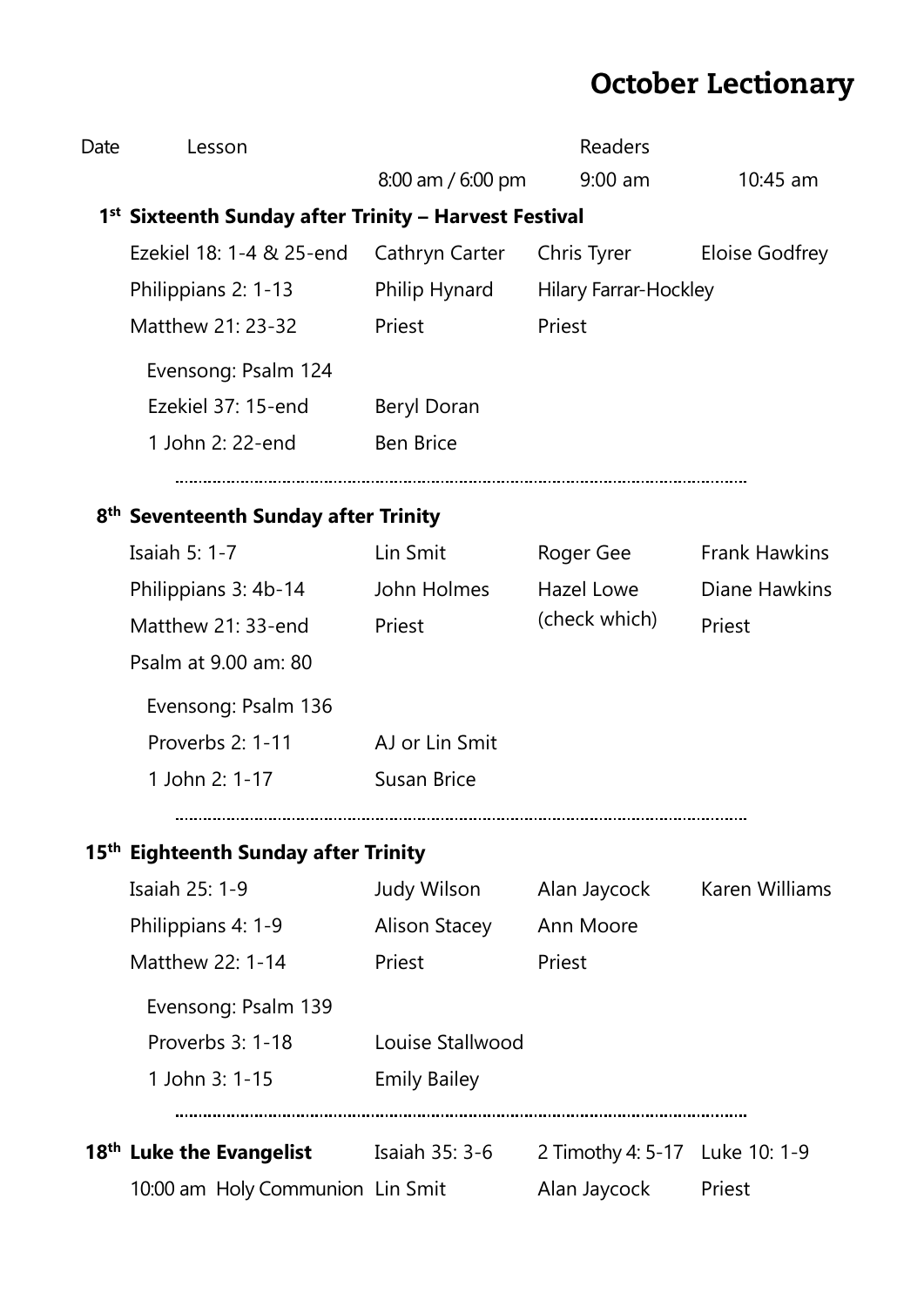# October Lectionary

| Date | Lesson | 8:00 am / 6:00 pm | 9:00 am | 10:45 am |
|---|---|---|---|---|
| | | | **Readers** | |
| **1st** | **Sixteenth Sunday after Trinity – Harvest Festival** | | | |
| | Ezekiel 18: 1-4 & 25-end | Cathryn Carter | Chris Tyrer | Eloise Godfrey |
| | Philippians 2: 1-13 | Philip Hynard | Hilary Farrar-Hockley | |
| | Matthew 21: 23-32 | Priest | Priest | |
| | Evensong: Psalm 124 | | | |
| | Ezekiel 37: 15-end | Beryl Doran | | |
| | 1 John 2: 22-end | Ben Brice | | |
| **8th** | **Seventeenth Sunday after Trinity** | | | |
| | Isaiah 5: 1-7 | Lin Smit | Roger Gee | Frank Hawkins |
| | Philippians 3: 4b-14 | John Holmes | Hazel Lowe (check which) | Diane Hawkins |
| | Matthew 21: 33-end | Priest | | Priest |
| | Psalm at 9.00 am: 80 | | | |
| | Evensong: Psalm 136 | | | |
| | Proverbs 2: 1-11 | AJ or Lin Smit | | |
| | 1 John 2: 1-17 | Susan Brice | | |
| **15th** | **Eighteenth Sunday after Trinity** | | | |
| | Isaiah 25: 1-9 | Judy Wilson | Alan Jaycock | Karen Williams |
| | Philippians 4: 1-9 | Alison Stacey | Ann Moore | |
| | Matthew 22: 1-14 | Priest | Priest | |
| | Evensong: Psalm 139 | | | |
| | Proverbs 3: 1-18 | Louise Stallwood | | |
| | 1 John 3: 1-15 | Emily Bailey | | |
| **18th** | **Luke the Evangelist** | Isaiah 35: 3-6 | 2 Timothy 4: 5-17 | Luke 10: 1-9 |
| | 10:00 am Holy Communion | Lin Smit | Alan Jaycock | Priest |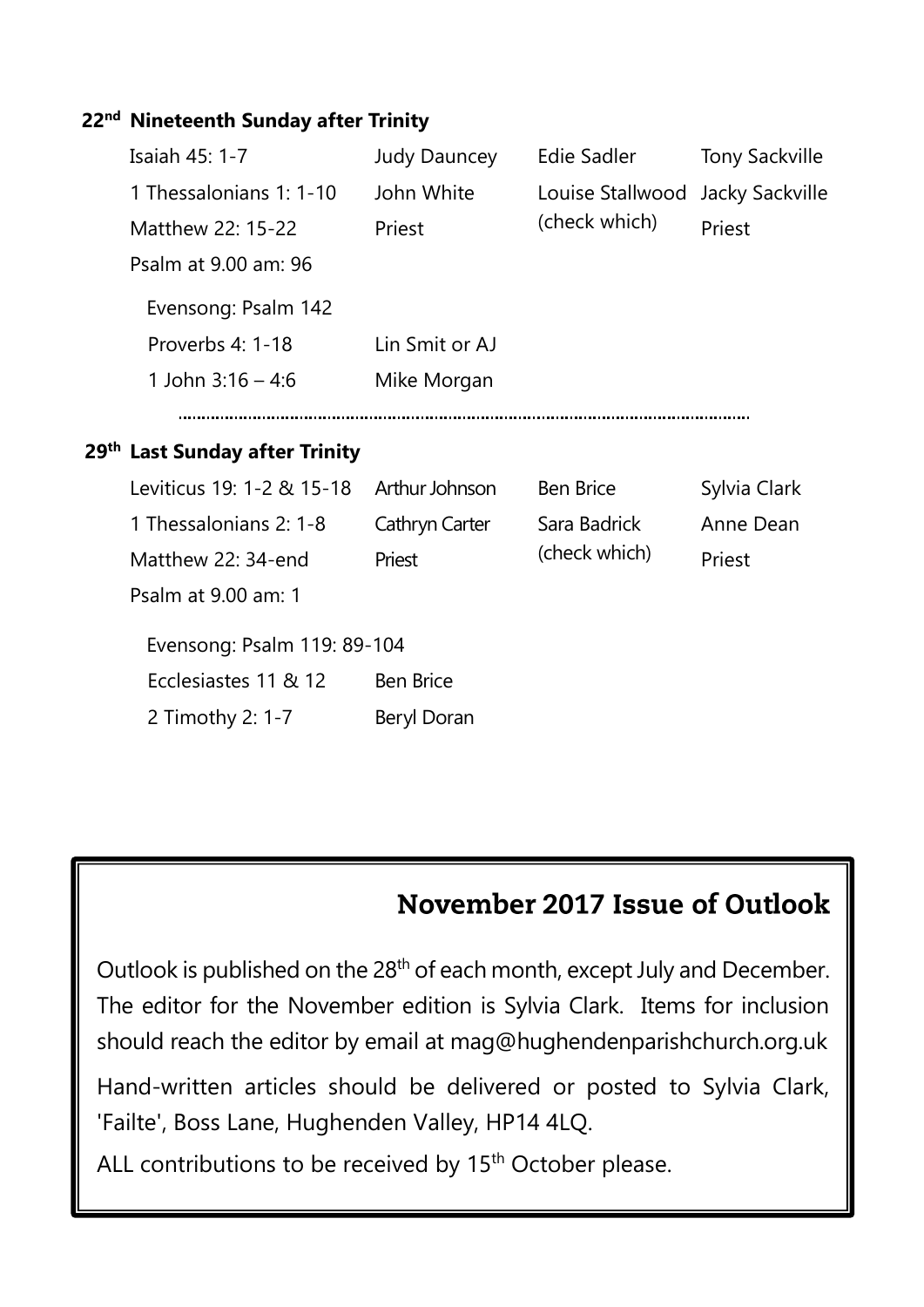**22nd Nineteenth Sunday after Trinity**

| | | | |
|---|---|---|---|
| Isaiah 45: 1-7 | Judy Dauncey | Edie Sadler | Tony Sackville |
| 1 Thessalonians 1: 1-10 | John White | Louise Stallwood (check which) | Jacky Sackville |
| Matthew 22: 15-22 | Priest | | Priest |
| Psalm at 9.00 am: 96 | | | |

Evensong: Psalm 142

| | |
|---|---|
| Proverbs 4: 1-18 | Lin Smit or AJ |
| 1 John 3:16 – 4:6 | Mike Morgan |

---

**29th Last Sunday after Trinity**

| | | | |
|---|---|---|---|
| Leviticus 19: 1-2 & 15-18 | Arthur Johnson | Ben Brice | Sylvia Clark |
| 1 Thessalonians 2: 1-8 | Cathryn Carter | Sara Badrick (check which) | Anne Dean |
| Matthew 22: 34-end | Priest | | Priest |
| Psalm at 9.00 am: 1 | | | |

Evensong: Psalm 119: 89-104

| | |
|---|---|
| Ecclesiastes 11 & 12 | Ben Brice |
| 2 Timothy 2: 1-7 | Beryl Doran |

## November 2017 Issue of Outlook

Outlook is published on the 28th of each month, except July and December. The editor for the November edition is Sylvia Clark. Items for inclusion should reach the editor by email at mag@hughendenparishchurch.org.uk

Hand-written articles should be delivered or posted to Sylvia Clark, 'Failte', Boss Lane, Hughenden Valley, HP14 4LQ.

ALL contributions to be received by 15th October please.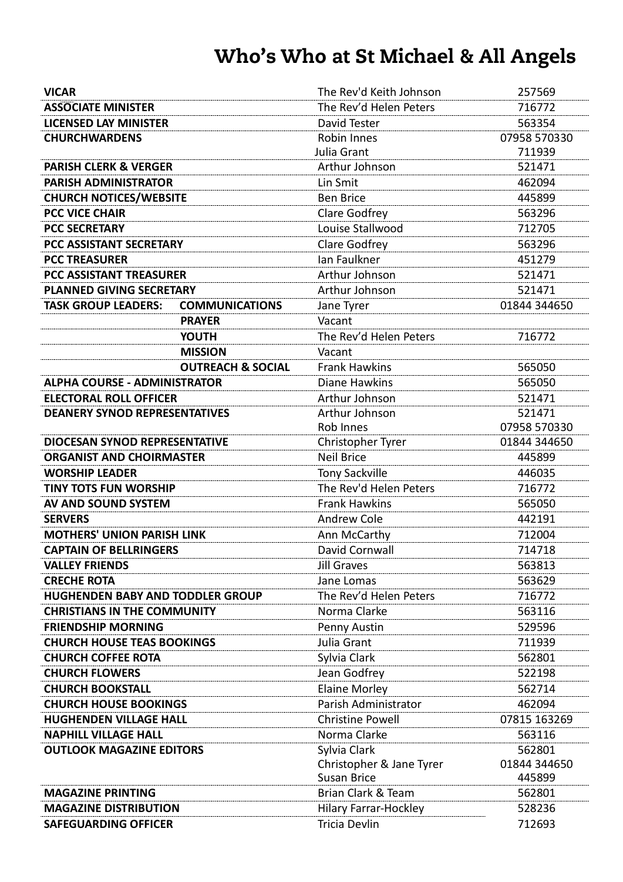# Who's Who at St Michael & All Angels

| Role | | Name | Phone |
|---|---|---|---|
| **VICAR** | | The Rev'd Keith Johnson | 257569 |
| **ASSOCIATE MINISTER** | | The Rev'd Helen Peters | 716772 |
| **LICENSED LAY MINISTER** | | David Tester | 563354 |
| **CHURCHWARDENS** | | Robin Innes | 07958 570330 |
| | | Julia Grant | 711939 |
| **PARISH CLERK & VERGER** | | Arthur Johnson | 521471 |
| **PARISH ADMINISTRATOR** | | Lin Smit | 462094 |
| **CHURCH NOTICES/WEBSITE** | | Ben Brice | 445899 |
| **PCC VICE CHAIR** | | Clare Godfrey | 563296 |
| **PCC SECRETARY** | | Louise Stallwood | 712705 |
| **PCC ASSISTANT SECRETARY** | | Clare Godfrey | 563296 |
| **PCC TREASURER** | | Ian Faulkner | 451279 |
| **PCC ASSISTANT TREASURER** | | Arthur Johnson | 521471 |
| **PLANNED GIVING SECRETARY** | | Arthur Johnson | 521471 |
| **TASK GROUP LEADERS:** | **COMMUNICATIONS** | Jane Tyrer | 01844 344650 |
| | **PRAYER** | Vacant | |
| | **YOUTH** | The Rev'd Helen Peters | 716772 |
| | **MISSION** | Vacant | |
| | **OUTREACH & SOCIAL** | Frank Hawkins | 565050 |
| **ALPHA COURSE - ADMINISTRATOR** | | Diane Hawkins | 565050 |
| **ELECTORAL ROLL OFFICER** | | Arthur Johnson | 521471 |
| **DEANERY SYNOD REPRESENTATIVES** | | Arthur Johnson | 521471 |
| | | Rob Innes | 07958 570330 |
| **DIOCESAN SYNOD REPRESENTATIVE** | | Christopher Tyrer | 01844 344650 |
| **ORGANIST AND CHOIRMASTER** | | Neil Brice | 445899 |
| **WORSHIP LEADER** | | Tony Sackville | 446035 |
| **TINY TOTS FUN WORSHIP** | | The Rev'd Helen Peters | 716772 |
| **AV AND SOUND SYSTEM** | | Frank Hawkins | 565050 |
| **SERVERS** | | Andrew Cole | 442191 |
| **MOTHERS' UNION PARISH LINK** | | Ann McCarthy | 712004 |
| **CAPTAIN OF BELLRINGERS** | | David Cornwall | 714718 |
| **VALLEY FRIENDS** | | Jill Graves | 563813 |
| **CRECHE ROTA** | | Jane Lomas | 563629 |
| **HUGHENDEN BABY AND TODDLER GROUP** | | The Rev'd Helen Peters | 716772 |
| **CHRISTIANS IN THE COMMUNITY** | | Norma Clarke | 563116 |
| **FRIENDSHIP MORNING** | | Penny Austin | 529596 |
| **CHURCH HOUSE TEAS BOOKINGS** | | Julia Grant | 711939 |
| **CHURCH COFFEE ROTA** | | Sylvia Clark | 562801 |
| **CHURCH FLOWERS** | | Jean Godfrey | 522198 |
| **CHURCH BOOKSTALL** | | Elaine Morley | 562714 |
| **CHURCH HOUSE BOOKINGS** | | Parish Administrator | 462094 |
| **HUGHENDEN VILLAGE HALL** | | Christine Powell | 07815 163269 |
| **NAPHILL VILLAGE HALL** | | Norma Clarke | 563116 |
| **OUTLOOK MAGAZINE EDITORS** | | Sylvia Clark | 562801 |
| | | Christopher & Jane Tyrer | 01844 344650 |
| | | Susan Brice | 445899 |
| **MAGAZINE PRINTING** | | Brian Clark & Team | 562801 |
| **MAGAZINE DISTRIBUTION** | | Hilary Farrar-Hockley | 528236 |
| **SAFEGUARDING OFFICER** | | Tricia Devlin | 712693 |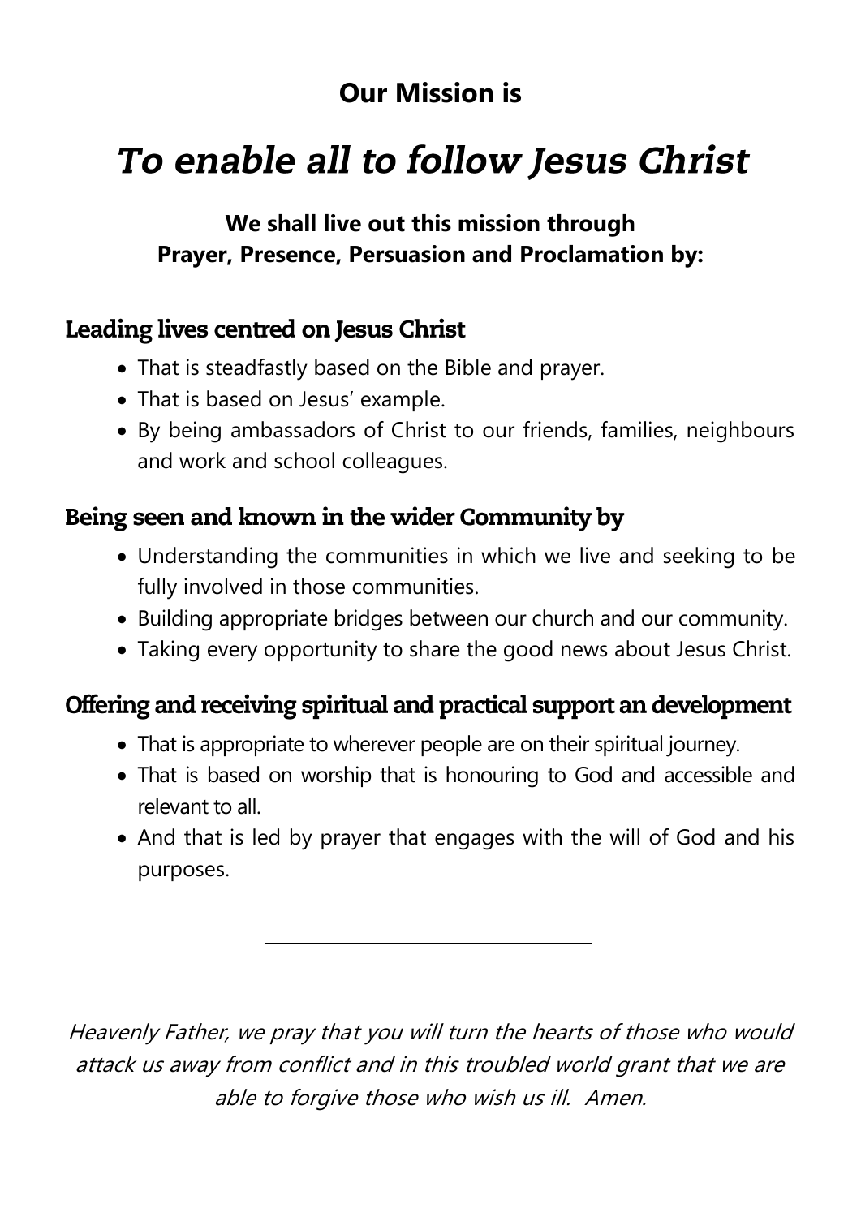**Our Mission is**

# *To enable all to follow Jesus Christ*

**We shall live out this mission through**
**Prayer, Presence, Persuasion and Proclamation by:**

## Leading lives centred on Jesus Christ

- That is steadfastly based on the Bible and prayer.
- That is based on Jesus' example.
- By being ambassadors of Christ to our friends, families, neighbours and work and school colleagues.

## Being seen and known in the wider Community by

- Understanding the communities in which we live and seeking to be fully involved in those communities.
- Building appropriate bridges between our church and our community.
- Taking every opportunity to share the good news about Jesus Christ.

## Offering and receiving spiritual and practical support an development

- That is appropriate to wherever people are on their spiritual journey.
- That is based on worship that is honouring to God and accessible and relevant to all.
- And that is led by prayer that engages with the will of God and his purposes.

---

*Heavenly Father, we pray that you will turn the hearts of those who would attack us away from conflict and in this troubled world grant that we are able to forgive those who wish us ill. Amen.*